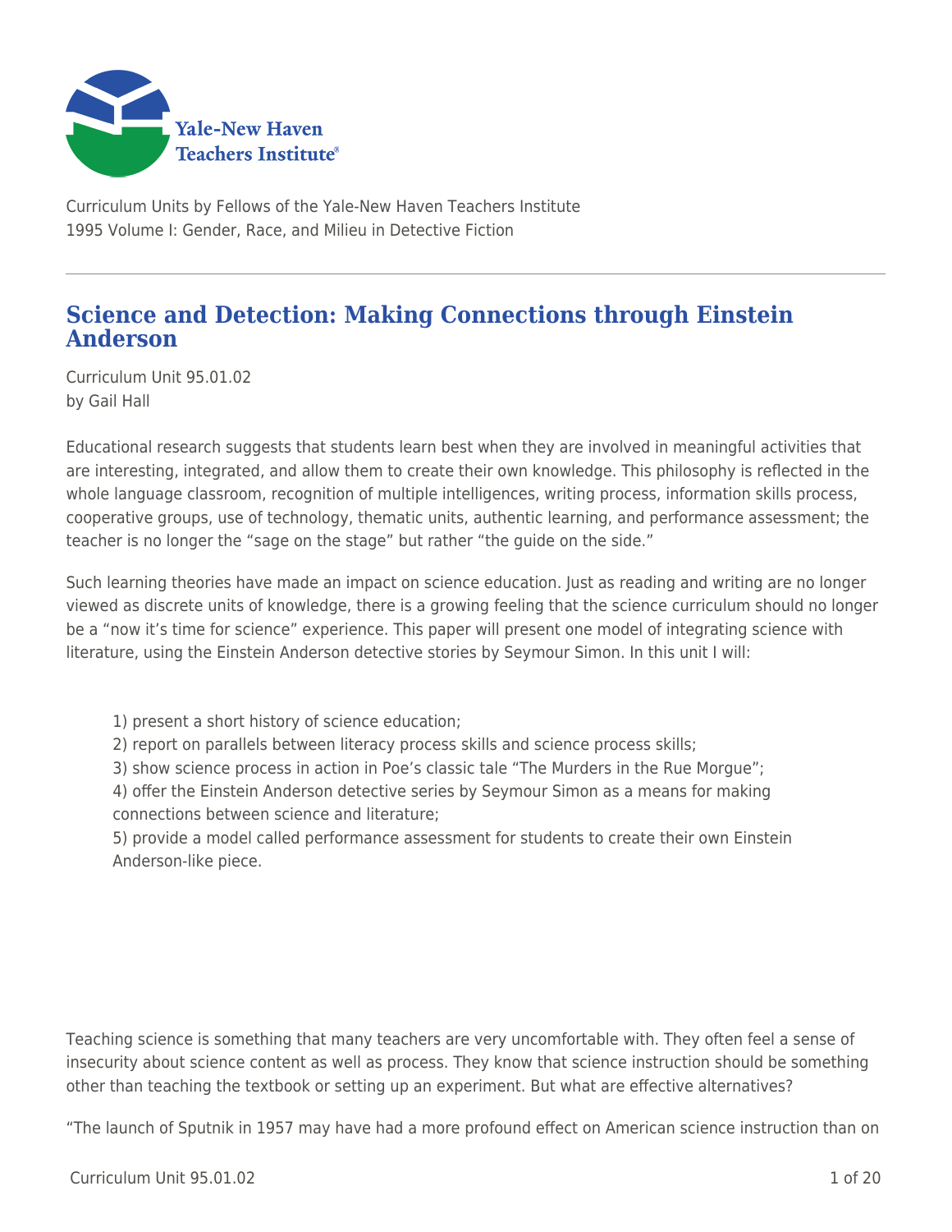Curriculum Units by Fellows of the Yale-New Haven Teachers Institute
1995 Volume I: Gender, Race, and Milieu in Detective Fiction

# Science and Detection: Making Connections through Einstein Anderson

Curriculum Unit 95.01.02
by Gail Hall

Educational research suggests that students learn best when they are involved in meaningful activities that are interesting, integrated, and allow them to create their own knowledge. This philosophy is reflected in the whole language classroom, recognition of multiple intelligences, writing process, information skills process, cooperative groups, use of technology, thematic units, authentic learning, and performance assessment; the teacher is no longer the "sage on the stage" but rather "the guide on the side."

Such learning theories have made an impact on science education. Just as reading and writing are no longer viewed as discrete units of knowledge, there is a growing feeling that the science curriculum should no longer be a "now it's time for science" experience. This paper will present one model of integrating science with literature, using the Einstein Anderson detective stories by Seymour Simon. In this unit I will:

1) present a short history of science education;
2) report on parallels between literacy process skills and science process skills;
3) show science process in action in Poe's classic tale "The Murders in the Rue Morgue";
4) offer the Einstein Anderson detective series by Seymour Simon as a means for making connections between science and literature;
5) provide a model called performance assessment for students to create their own Einstein Anderson-like piece.

Teaching science is something that many teachers are very uncomfortable with. They often feel a sense of insecurity about science content as well as process. They know that science instruction should be something other than teaching the textbook or setting up an experiment. But what are effective alternatives?

"The launch of Sputnik in 1957 may have had a more profound effect on American science instruction than on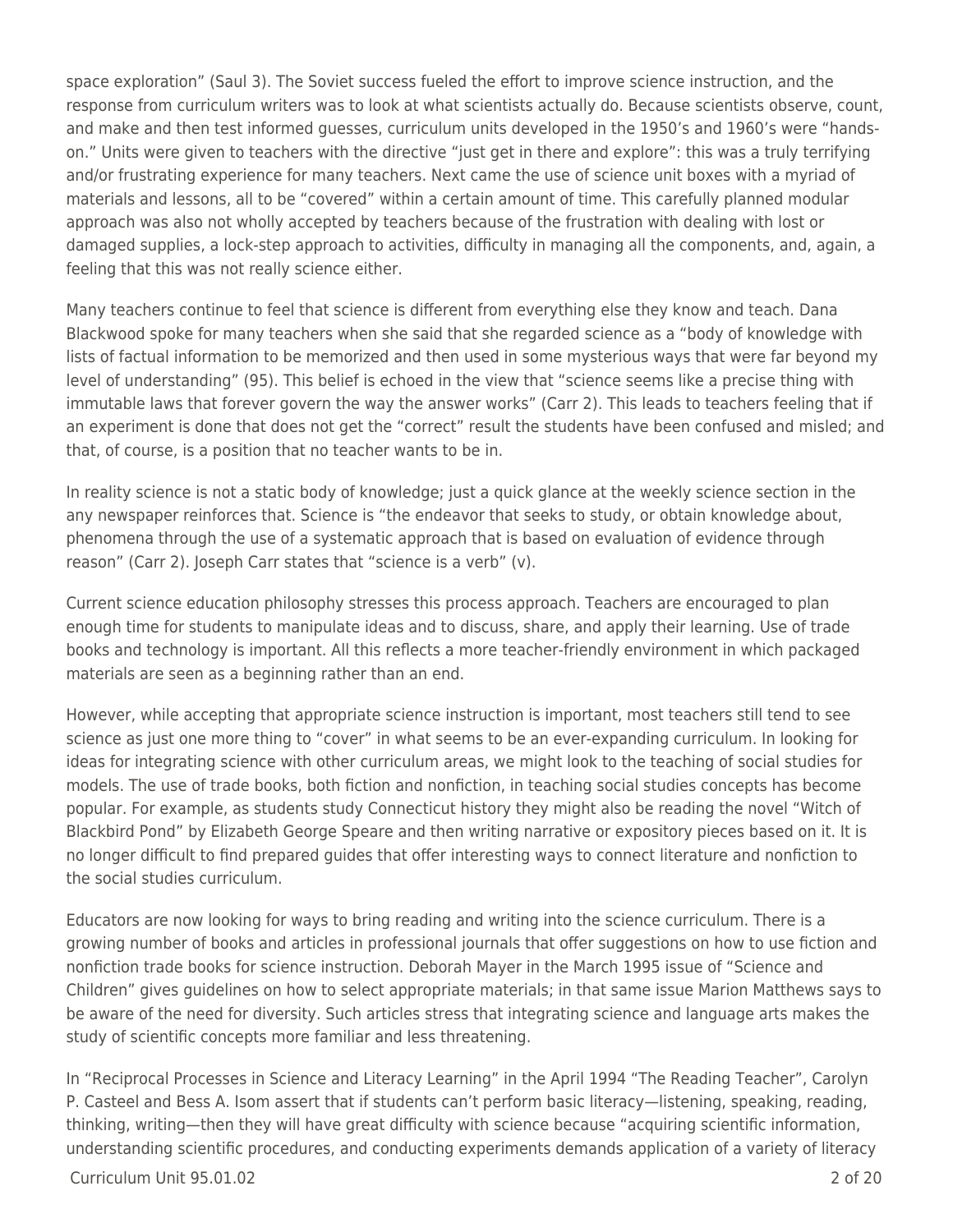space exploration" (Saul 3). The Soviet success fueled the effort to improve science instruction, and the response from curriculum writers was to look at what scientists actually do. Because scientists observe, count, and make and then test informed guesses, curriculum units developed in the 1950's and 1960's were "hands-on." Units were given to teachers with the directive "just get in there and explore": this was a truly terrifying and/or frustrating experience for many teachers. Next came the use of science unit boxes with a myriad of materials and lessons, all to be "covered" within a certain amount of time. This carefully planned modular approach was also not wholly accepted by teachers because of the frustration with dealing with lost or damaged supplies, a lock-step approach to activities, difficulty in managing all the components, and, again, a feeling that this was not really science either.

Many teachers continue to feel that science is different from everything else they know and teach. Dana Blackwood spoke for many teachers when she said that she regarded science as a "body of knowledge with lists of factual information to be memorized and then used in some mysterious ways that were far beyond my level of understanding" (95). This belief is echoed in the view that "science seems like a precise thing with immutable laws that forever govern the way the answer works" (Carr 2). This leads to teachers feeling that if an experiment is done that does not get the "correct" result the students have been confused and misled; and that, of course, is a position that no teacher wants to be in.

In reality science is not a static body of knowledge; just a quick glance at the weekly science section in the any newspaper reinforces that. Science is "the endeavor that seeks to study, or obtain knowledge about, phenomena through the use of a systematic approach that is based on evaluation of evidence through reason" (Carr 2). Joseph Carr states that "science is a verb" (v).

Current science education philosophy stresses this process approach. Teachers are encouraged to plan enough time for students to manipulate ideas and to discuss, share, and apply their learning. Use of trade books and technology is important. All this reflects a more teacher-friendly environment in which packaged materials are seen as a beginning rather than an end.

However, while accepting that appropriate science instruction is important, most teachers still tend to see science as just one more thing to "cover" in what seems to be an ever-expanding curriculum. In looking for ideas for integrating science with other curriculum areas, we might look to the teaching of social studies for models. The use of trade books, both fiction and nonfiction, in teaching social studies concepts has become popular. For example, as students study Connecticut history they might also be reading the novel "Witch of Blackbird Pond" by Elizabeth George Speare and then writing narrative or expository pieces based on it. It is no longer difficult to find prepared guides that offer interesting ways to connect literature and nonfiction to the social studies curriculum.

Educators are now looking for ways to bring reading and writing into the science curriculum. There is a growing number of books and articles in professional journals that offer suggestions on how to use fiction and nonfiction trade books for science instruction. Deborah Mayer in the March 1995 issue of "Science and Children" gives guidelines on how to select appropriate materials; in that same issue Marion Matthews says to be aware of the need for diversity. Such articles stress that integrating science and language arts makes the study of scientific concepts more familiar and less threatening.

In "Reciprocal Processes in Science and Literacy Learning" in the April 1994 "The Reading Teacher", Carolyn P. Casteel and Bess A. Isom assert that if students can't perform basic literacy—listening, speaking, reading, thinking, writing—then they will have great difficulty with science because "acquiring scientific information, understanding scientific procedures, and conducting experiments demands application of a variety of literacy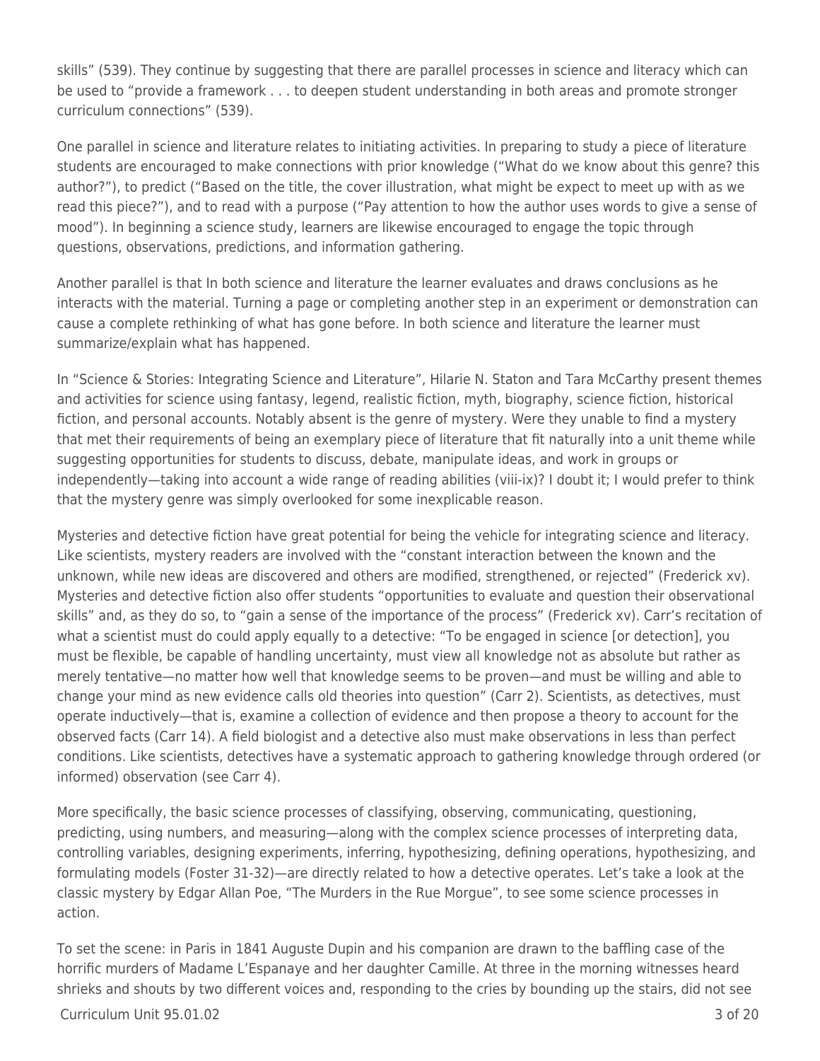skills" (539). They continue by suggesting that there are parallel processes in science and literacy which can be used to "provide a framework . . . to deepen student understanding in both areas and promote stronger curriculum connections" (539).

One parallel in science and literature relates to initiating activities. In preparing to study a piece of literature students are encouraged to make connections with prior knowledge ("What do we know about this genre? this author?"), to predict ("Based on the title, the cover illustration, what might be expect to meet up with as we read this piece?"), and to read with a purpose ("Pay attention to how the author uses words to give a sense of mood"). In beginning a science study, learners are likewise encouraged to engage the topic through questions, observations, predictions, and information gathering.

Another parallel is that In both science and literature the learner evaluates and draws conclusions as he interacts with the material. Turning a page or completing another step in an experiment or demonstration can cause a complete rethinking of what has gone before. In both science and literature the learner must summarize/explain what has happened.

In "Science & Stories: Integrating Science and Literature", Hilarie N. Staton and Tara McCarthy present themes and activities for science using fantasy, legend, realistic fiction, myth, biography, science fiction, historical fiction, and personal accounts. Notably absent is the genre of mystery. Were they unable to find a mystery that met their requirements of being an exemplary piece of literature that fit naturally into a unit theme while suggesting opportunities for students to discuss, debate, manipulate ideas, and work in groups or independently—taking into account a wide range of reading abilities (viii-ix)? I doubt it; I would prefer to think that the mystery genre was simply overlooked for some inexplicable reason.

Mysteries and detective fiction have great potential for being the vehicle for integrating science and literacy. Like scientists, mystery readers are involved with the "constant interaction between the known and the unknown, while new ideas are discovered and others are modified, strengthened, or rejected" (Frederick xv). Mysteries and detective fiction also offer students "opportunities to evaluate and question their observational skills" and, as they do so, to "gain a sense of the importance of the process" (Frederick xv). Carr's recitation of what a scientist must do could apply equally to a detective: "To be engaged in science [or detection], you must be flexible, be capable of handling uncertainty, must view all knowledge not as absolute but rather as merely tentative—no matter how well that knowledge seems to be proven—and must be willing and able to change your mind as new evidence calls old theories into question" (Carr 2). Scientists, as detectives, must operate inductively—that is, examine a collection of evidence and then propose a theory to account for the observed facts (Carr 14). A field biologist and a detective also must make observations in less than perfect conditions. Like scientists, detectives have a systematic approach to gathering knowledge through ordered (or informed) observation (see Carr 4).

More specifically, the basic science processes of classifying, observing, communicating, questioning, predicting, using numbers, and measuring—along with the complex science processes of interpreting data, controlling variables, designing experiments, inferring, hypothesizing, defining operations, hypothesizing, and formulating models (Foster 31-32)—are directly related to how a detective operates. Let's take a look at the classic mystery by Edgar Allan Poe, "The Murders in the Rue Morgue", to see some science processes in action.

To set the scene: in Paris in 1841 Auguste Dupin and his companion are drawn to the baffling case of the horrific murders of Madame L'Espanaye and her daughter Camille. At three in the morning witnesses heard shrieks and shouts by two different voices and, responding to the cries by bounding up the stairs, did not see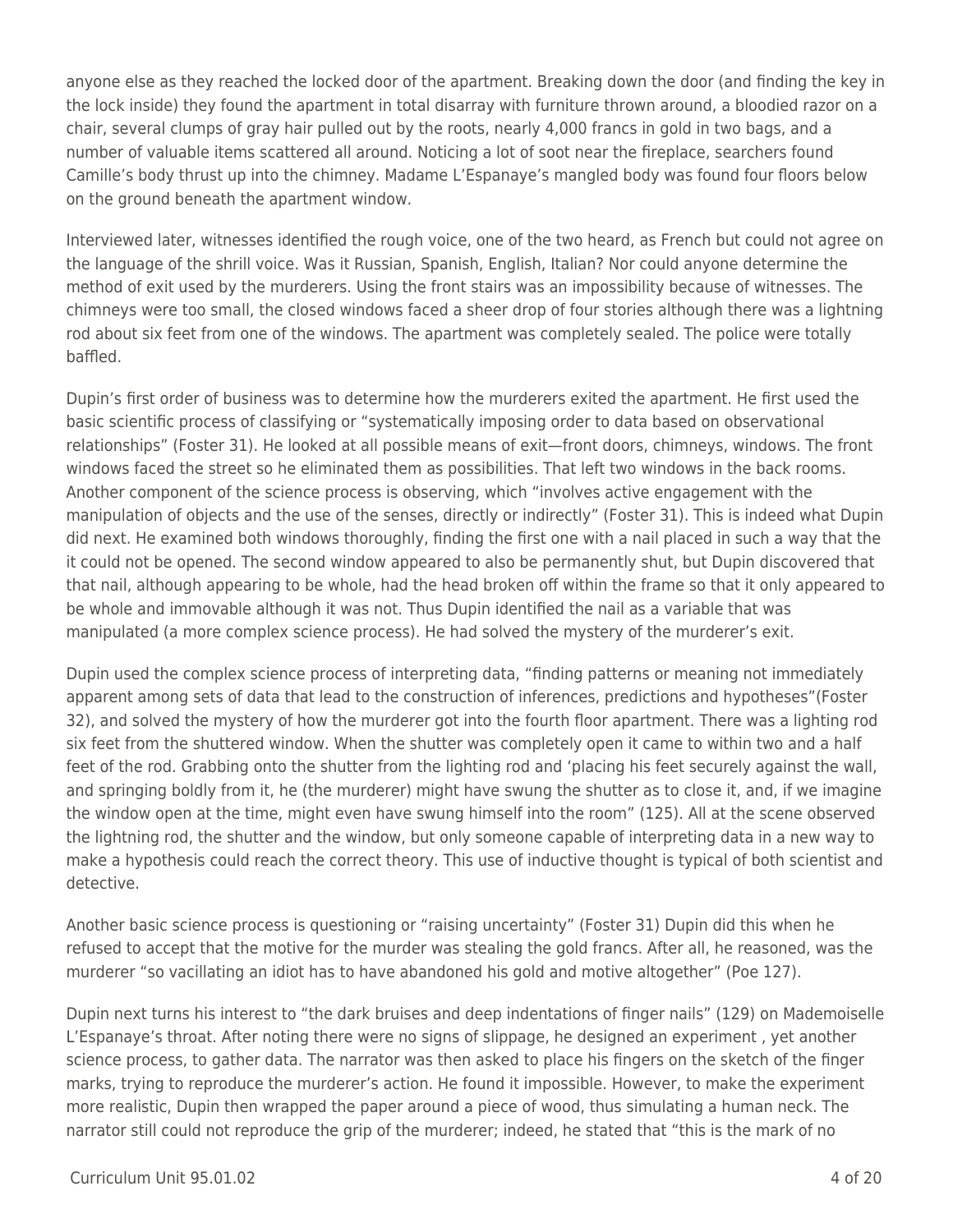anyone else as they reached the locked door of the apartment. Breaking down the door (and finding the key in the lock inside) they found the apartment in total disarray with furniture thrown around, a bloodied razor on a chair, several clumps of gray hair pulled out by the roots, nearly 4,000 francs in gold in two bags, and a number of valuable items scattered all around. Noticing a lot of soot near the fireplace, searchers found Camille's body thrust up into the chimney. Madame L'Espanaye's mangled body was found four floors below on the ground beneath the apartment window.

Interviewed later, witnesses identified the rough voice, one of the two heard, as French but could not agree on the language of the shrill voice. Was it Russian, Spanish, English, Italian? Nor could anyone determine the method of exit used by the murderers. Using the front stairs was an impossibility because of witnesses. The chimneys were too small, the closed windows faced a sheer drop of four stories although there was a lightning rod about six feet from one of the windows. The apartment was completely sealed. The police were totally baffled.

Dupin's first order of business was to determine how the murderers exited the apartment. He first used the basic scientific process of classifying or "systematically imposing order to data based on observational relationships" (Foster 31). He looked at all possible means of exit—front doors, chimneys, windows. The front windows faced the street so he eliminated them as possibilities. That left two windows in the back rooms. Another component of the science process is observing, which "involves active engagement with the manipulation of objects and the use of the senses, directly or indirectly" (Foster 31). This is indeed what Dupin did next. He examined both windows thoroughly, finding the first one with a nail placed in such a way that the it could not be opened. The second window appeared to also be permanently shut, but Dupin discovered that that nail, although appearing to be whole, had the head broken off within the frame so that it only appeared to be whole and immovable although it was not. Thus Dupin identified the nail as a variable that was manipulated (a more complex science process). He had solved the mystery of the murderer's exit.

Dupin used the complex science process of interpreting data, "finding patterns or meaning not immediately apparent among sets of data that lead to the construction of inferences, predictions and hypotheses"(Foster 32), and solved the mystery of how the murderer got into the fourth floor apartment. There was a lighting rod six feet from the shuttered window. When the shutter was completely open it came to within two and a half feet of the rod. Grabbing onto the shutter from the lighting rod and 'placing his feet securely against the wall, and springing boldly from it, he (the murderer) might have swung the shutter as to close it, and, if we imagine the window open at the time, might even have swung himself into the room" (125). All at the scene observed the lightning rod, the shutter and the window, but only someone capable of interpreting data in a new way to make a hypothesis could reach the correct theory. This use of inductive thought is typical of both scientist and detective.

Another basic science process is questioning or "raising uncertainty" (Foster 31) Dupin did this when he refused to accept that the motive for the murder was stealing the gold francs. After all, he reasoned, was the murderer "so vacillating an idiot has to have abandoned his gold and motive altogether" (Poe 127).

Dupin next turns his interest to "the dark bruises and deep indentations of finger nails" (129) on Mademoiselle L'Espanaye's throat. After noting there were no signs of slippage, he designed an experiment , yet another science process, to gather data. The narrator was then asked to place his fingers on the sketch of the finger marks, trying to reproduce the murderer's action. He found it impossible. However, to make the experiment more realistic, Dupin then wrapped the paper around a piece of wood, thus simulating a human neck. The narrator still could not reproduce the grip of the murderer; indeed, he stated that "this is the mark of no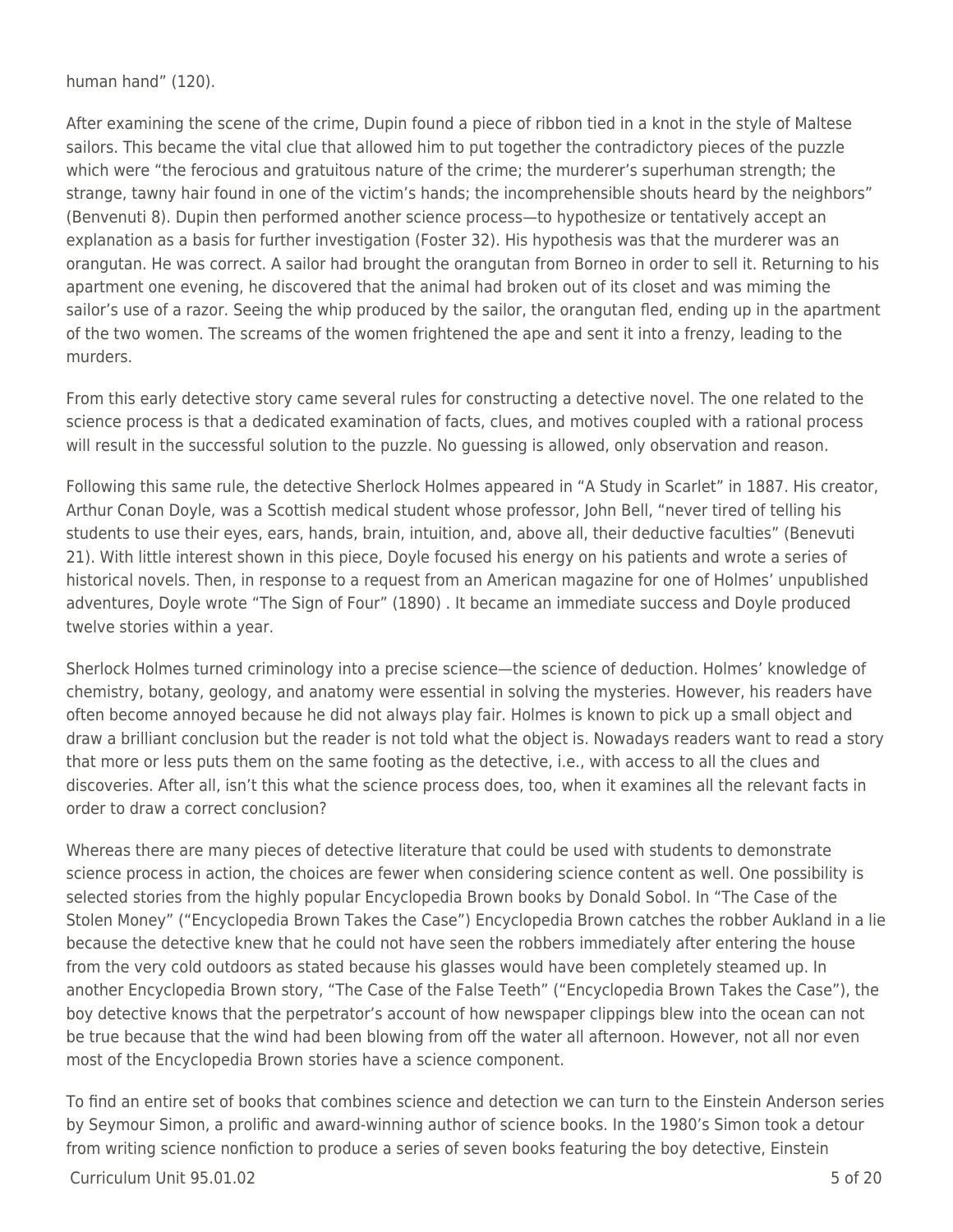human hand" (120).

After examining the scene of the crime, Dupin found a piece of ribbon tied in a knot in the style of Maltese sailors. This became the vital clue that allowed him to put together the contradictory pieces of the puzzle which were "the ferocious and gratuitous nature of the crime; the murderer's superhuman strength; the strange, tawny hair found in one of the victim's hands; the incomprehensible shouts heard by the neighbors" (Benvenuti 8). Dupin then performed another science process—to hypothesize or tentatively accept an explanation as a basis for further investigation (Foster 32). His hypothesis was that the murderer was an orangutan. He was correct. A sailor had brought the orangutan from Borneo in order to sell it. Returning to his apartment one evening, he discovered that the animal had broken out of its closet and was miming the sailor's use of a razor. Seeing the whip produced by the sailor, the orangutan fled, ending up in the apartment of the two women. The screams of the women frightened the ape and sent it into a frenzy, leading to the murders.

From this early detective story came several rules for constructing a detective novel. The one related to the science process is that a dedicated examination of facts, clues, and motives coupled with a rational process will result in the successful solution to the puzzle. No guessing is allowed, only observation and reason.

Following this same rule, the detective Sherlock Holmes appeared in "A Study in Scarlet" in 1887. His creator, Arthur Conan Doyle, was a Scottish medical student whose professor, John Bell, "never tired of telling his students to use their eyes, ears, hands, brain, intuition, and, above all, their deductive faculties" (Benevuti 21). With little interest shown in this piece, Doyle focused his energy on his patients and wrote a series of historical novels. Then, in response to a request from an American magazine for one of Holmes' unpublished adventures, Doyle wrote "The Sign of Four" (1890) . It became an immediate success and Doyle produced twelve stories within a year.

Sherlock Holmes turned criminology into a precise science—the science of deduction. Holmes' knowledge of chemistry, botany, geology, and anatomy were essential in solving the mysteries. However, his readers have often become annoyed because he did not always play fair. Holmes is known to pick up a small object and draw a brilliant conclusion but the reader is not told what the object is. Nowadays readers want to read a story that more or less puts them on the same footing as the detective, i.e., with access to all the clues and discoveries. After all, isn't this what the science process does, too, when it examines all the relevant facts in order to draw a correct conclusion?

Whereas there are many pieces of detective literature that could be used with students to demonstrate science process in action, the choices are fewer when considering science content as well. One possibility is selected stories from the highly popular Encyclopedia Brown books by Donald Sobol. In "The Case of the Stolen Money" ("Encyclopedia Brown Takes the Case") Encyclopedia Brown catches the robber Aukland in a lie because the detective knew that he could not have seen the robbers immediately after entering the house from the very cold outdoors as stated because his glasses would have been completely steamed up. In another Encyclopedia Brown story, "The Case of the False Teeth" ("Encyclopedia Brown Takes the Case"), the boy detective knows that the perpetrator's account of how newspaper clippings blew into the ocean can not be true because that the wind had been blowing from off the water all afternoon. However, not all nor even most of the Encyclopedia Brown stories have a science component.

To find an entire set of books that combines science and detection we can turn to the Einstein Anderson series by Seymour Simon, a prolific and award-winning author of science books. In the 1980's Simon took a detour from writing science nonfiction to produce a series of seven books featuring the boy detective, Einstein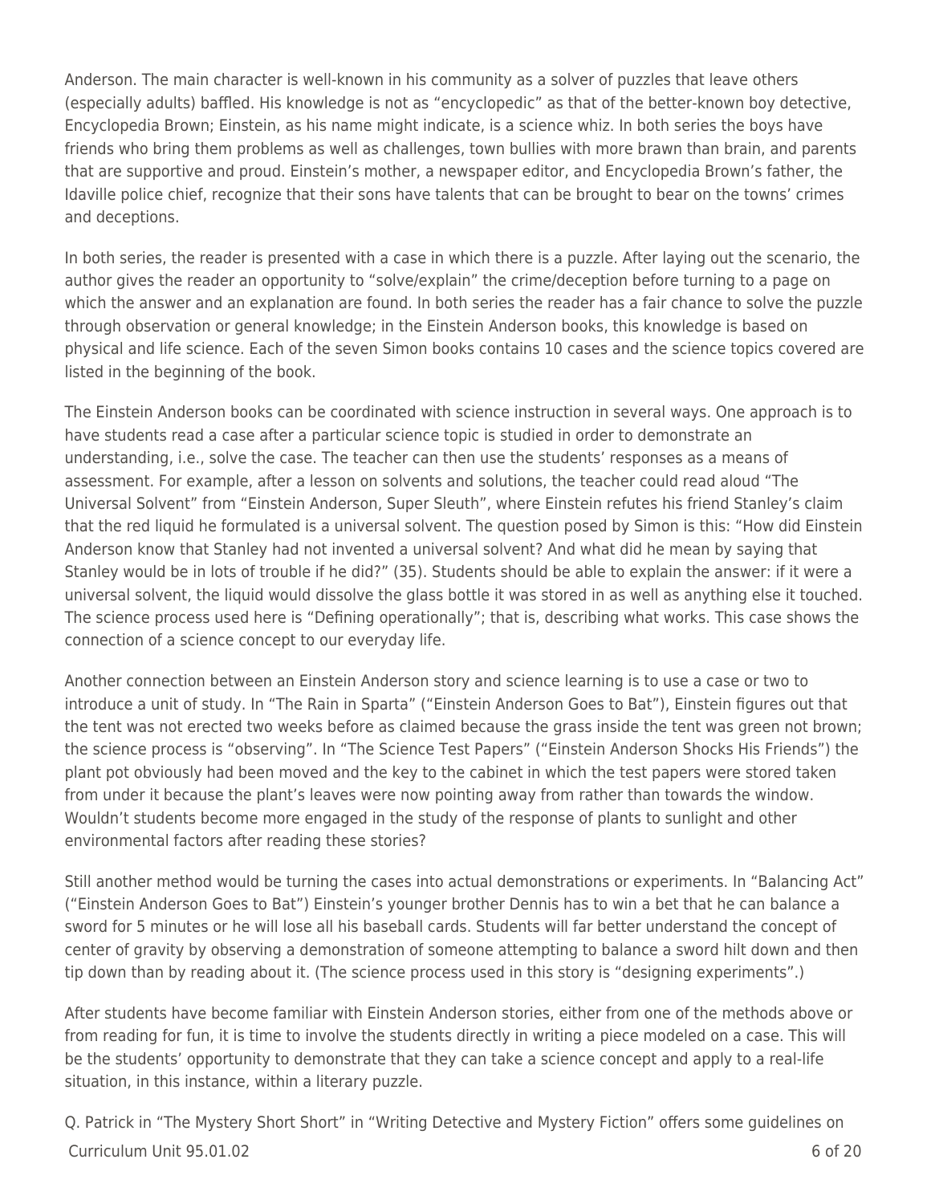Anderson. The main character is well-known in his community as a solver of puzzles that leave others (especially adults) baffled. His knowledge is not as "encyclopedic" as that of the better-known boy detective, Encyclopedia Brown; Einstein, as his name might indicate, is a science whiz. In both series the boys have friends who bring them problems as well as challenges, town bullies with more brawn than brain, and parents that are supportive and proud. Einstein's mother, a newspaper editor, and Encyclopedia Brown's father, the Idaville police chief, recognize that their sons have talents that can be brought to bear on the towns' crimes and deceptions.

In both series, the reader is presented with a case in which there is a puzzle. After laying out the scenario, the author gives the reader an opportunity to "solve/explain" the crime/deception before turning to a page on which the answer and an explanation are found. In both series the reader has a fair chance to solve the puzzle through observation or general knowledge; in the Einstein Anderson books, this knowledge is based on physical and life science. Each of the seven Simon books contains 10 cases and the science topics covered are listed in the beginning of the book.

The Einstein Anderson books can be coordinated with science instruction in several ways. One approach is to have students read a case after a particular science topic is studied in order to demonstrate an understanding, i.e., solve the case. The teacher can then use the students' responses as a means of assessment. For example, after a lesson on solvents and solutions, the teacher could read aloud "The Universal Solvent" from "Einstein Anderson, Super Sleuth", where Einstein refutes his friend Stanley's claim that the red liquid he formulated is a universal solvent. The question posed by Simon is this: "How did Einstein Anderson know that Stanley had not invented a universal solvent? And what did he mean by saying that Stanley would be in lots of trouble if he did?" (35). Students should be able to explain the answer: if it were a universal solvent, the liquid would dissolve the glass bottle it was stored in as well as anything else it touched. The science process used here is "Defining operationally"; that is, describing what works. This case shows the connection of a science concept to our everyday life.

Another connection between an Einstein Anderson story and science learning is to use a case or two to introduce a unit of study. In "The Rain in Sparta" ("Einstein Anderson Goes to Bat"), Einstein figures out that the tent was not erected two weeks before as claimed because the grass inside the tent was green not brown; the science process is "observing". In "The Science Test Papers" ("Einstein Anderson Shocks His Friends") the plant pot obviously had been moved and the key to the cabinet in which the test papers were stored taken from under it because the plant's leaves were now pointing away from rather than towards the window. Wouldn't students become more engaged in the study of the response of plants to sunlight and other environmental factors after reading these stories?

Still another method would be turning the cases into actual demonstrations or experiments. In "Balancing Act" ("Einstein Anderson Goes to Bat") Einstein's younger brother Dennis has to win a bet that he can balance a sword for 5 minutes or he will lose all his baseball cards. Students will far better understand the concept of center of gravity by observing a demonstration of someone attempting to balance a sword hilt down and then tip down than by reading about it. (The science process used in this story is "designing experiments".)

After students have become familiar with Einstein Anderson stories, either from one of the methods above or from reading for fun, it is time to involve the students directly in writing a piece modeled on a case. This will be the students' opportunity to demonstrate that they can take a science concept and apply to a real-life situation, in this instance, within a literary puzzle.

Q. Patrick in "The Mystery Short Short" in "Writing Detective and Mystery Fiction" offers some guidelines on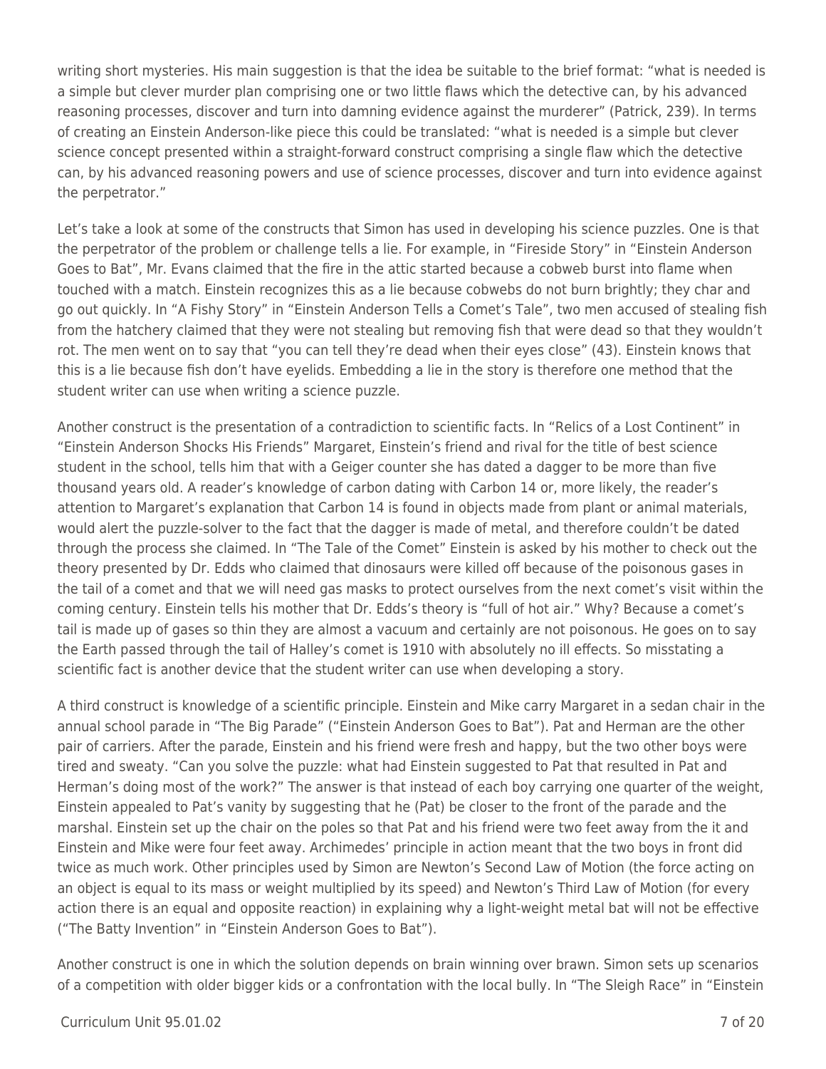writing short mysteries. His main suggestion is that the idea be suitable to the brief format: "what is needed is a simple but clever murder plan comprising one or two little flaws which the detective can, by his advanced reasoning processes, discover and turn into damning evidence against the murderer" (Patrick, 239). In terms of creating an Einstein Anderson-like piece this could be translated: "what is needed is a simple but clever science concept presented within a straight-forward construct comprising a single flaw which the detective can, by his advanced reasoning powers and use of science processes, discover and turn into evidence against the perpetrator."

Let's take a look at some of the constructs that Simon has used in developing his science puzzles. One is that the perpetrator of the problem or challenge tells a lie. For example, in "Fireside Story" in "Einstein Anderson Goes to Bat", Mr. Evans claimed that the fire in the attic started because a cobweb burst into flame when touched with a match. Einstein recognizes this as a lie because cobwebs do not burn brightly; they char and go out quickly. In "A Fishy Story" in "Einstein Anderson Tells a Comet's Tale", two men accused of stealing fish from the hatchery claimed that they were not stealing but removing fish that were dead so that they wouldn't rot. The men went on to say that "you can tell they're dead when their eyes close" (43). Einstein knows that this is a lie because fish don't have eyelids. Embedding a lie in the story is therefore one method that the student writer can use when writing a science puzzle.

Another construct is the presentation of a contradiction to scientific facts. In "Relics of a Lost Continent" in "Einstein Anderson Shocks His Friends" Margaret, Einstein's friend and rival for the title of best science student in the school, tells him that with a Geiger counter she has dated a dagger to be more than five thousand years old. A reader's knowledge of carbon dating with Carbon 14 or, more likely, the reader's attention to Margaret's explanation that Carbon 14 is found in objects made from plant or animal materials, would alert the puzzle-solver to the fact that the dagger is made of metal, and therefore couldn't be dated through the process she claimed. In "The Tale of the Comet" Einstein is asked by his mother to check out the theory presented by Dr. Edds who claimed that dinosaurs were killed off because of the poisonous gases in the tail of a comet and that we will need gas masks to protect ourselves from the next comet's visit within the coming century. Einstein tells his mother that Dr. Edds's theory is "full of hot air." Why? Because a comet's tail is made up of gases so thin they are almost a vacuum and certainly are not poisonous. He goes on to say the Earth passed through the tail of Halley's comet is 1910 with absolutely no ill effects. So misstating a scientific fact is another device that the student writer can use when developing a story.

A third construct is knowledge of a scientific principle. Einstein and Mike carry Margaret in a sedan chair in the annual school parade in "The Big Parade" ("Einstein Anderson Goes to Bat"). Pat and Herman are the other pair of carriers. After the parade, Einstein and his friend were fresh and happy, but the two other boys were tired and sweaty. "Can you solve the puzzle: what had Einstein suggested to Pat that resulted in Pat and Herman's doing most of the work?" The answer is that instead of each boy carrying one quarter of the weight, Einstein appealed to Pat's vanity by suggesting that he (Pat) be closer to the front of the parade and the marshal. Einstein set up the chair on the poles so that Pat and his friend were two feet away from the it and Einstein and Mike were four feet away. Archimedes' principle in action meant that the two boys in front did twice as much work. Other principles used by Simon are Newton's Second Law of Motion (the force acting on an object is equal to its mass or weight multiplied by its speed) and Newton's Third Law of Motion (for every action there is an equal and opposite reaction) in explaining why a light-weight metal bat will not be effective ("The Batty Invention" in "Einstein Anderson Goes to Bat").

Another construct is one in which the solution depends on brain winning over brawn. Simon sets up scenarios of a competition with older bigger kids or a confrontation with the local bully. In "The Sleigh Race" in "Einstein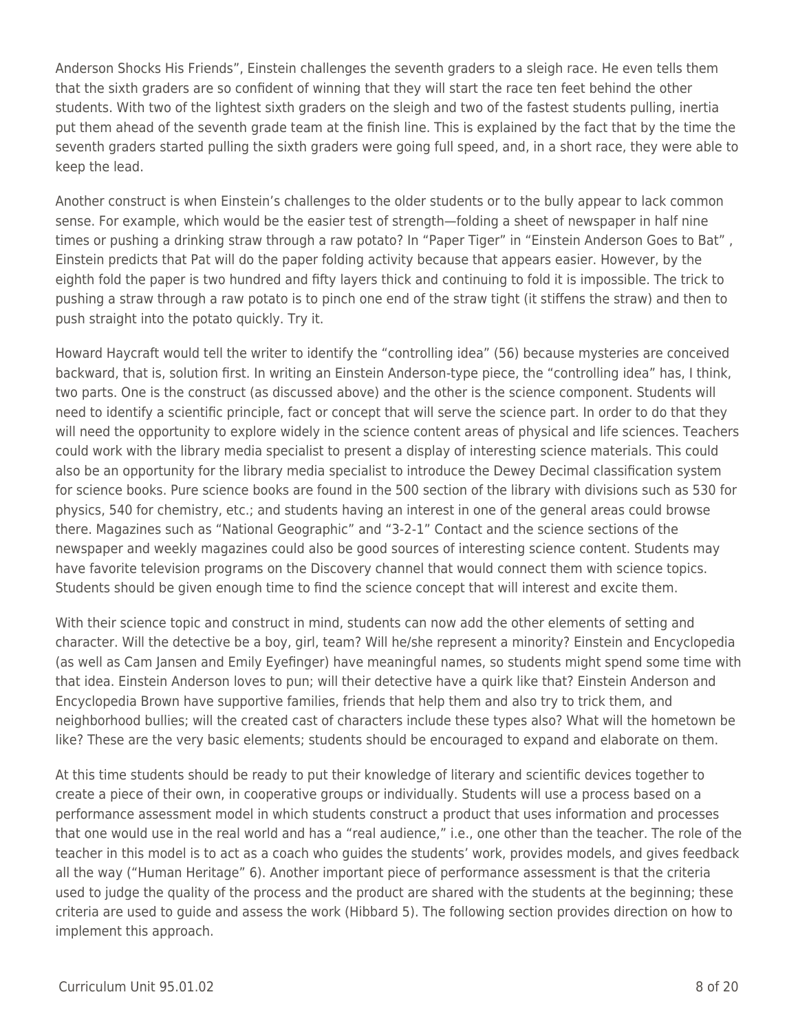Anderson Shocks His Friends", Einstein challenges the seventh graders to a sleigh race. He even tells them that the sixth graders are so confident of winning that they will start the race ten feet behind the other students. With two of the lightest sixth graders on the sleigh and two of the fastest students pulling, inertia put them ahead of the seventh grade team at the finish line. This is explained by the fact that by the time the seventh graders started pulling the sixth graders were going full speed, and, in a short race, they were able to keep the lead.

Another construct is when Einstein's challenges to the older students or to the bully appear to lack common sense. For example, which would be the easier test of strength—folding a sheet of newspaper in half nine times or pushing a drinking straw through a raw potato? In "Paper Tiger" in "Einstein Anderson Goes to Bat" , Einstein predicts that Pat will do the paper folding activity because that appears easier. However, by the eighth fold the paper is two hundred and fifty layers thick and continuing to fold it is impossible. The trick to pushing a straw through a raw potato is to pinch one end of the straw tight (it stiffens the straw) and then to push straight into the potato quickly. Try it.

Howard Haycraft would tell the writer to identify the "controlling idea" (56) because mysteries are conceived backward, that is, solution first. In writing an Einstein Anderson-type piece, the "controlling idea" has, I think, two parts. One is the construct (as discussed above) and the other is the science component. Students will need to identify a scientific principle, fact or concept that will serve the science part. In order to do that they will need the opportunity to explore widely in the science content areas of physical and life sciences. Teachers could work with the library media specialist to present a display of interesting science materials. This could also be an opportunity for the library media specialist to introduce the Dewey Decimal classification system for science books. Pure science books are found in the 500 section of the library with divisions such as 530 for physics, 540 for chemistry, etc.; and students having an interest in one of the general areas could browse there. Magazines such as "National Geographic" and "3-2-1" Contact and the science sections of the newspaper and weekly magazines could also be good sources of interesting science content. Students may have favorite television programs on the Discovery channel that would connect them with science topics. Students should be given enough time to find the science concept that will interest and excite them.

With their science topic and construct in mind, students can now add the other elements of setting and character. Will the detective be a boy, girl, team? Will he/she represent a minority? Einstein and Encyclopedia (as well as Cam Jansen and Emily Eyefinger) have meaningful names, so students might spend some time with that idea. Einstein Anderson loves to pun; will their detective have a quirk like that? Einstein Anderson and Encyclopedia Brown have supportive families, friends that help them and also try to trick them, and neighborhood bullies; will the created cast of characters include these types also? What will the hometown be like? These are the very basic elements; students should be encouraged to expand and elaborate on them.

At this time students should be ready to put their knowledge of literary and scientific devices together to create a piece of their own, in cooperative groups or individually. Students will use a process based on a performance assessment model in which students construct a product that uses information and processes that one would use in the real world and has a "real audience," i.e., one other than the teacher. The role of the teacher in this model is to act as a coach who guides the students' work, provides models, and gives feedback all the way ("Human Heritage" 6). Another important piece of performance assessment is that the criteria used to judge the quality of the process and the product are shared with the students at the beginning; these criteria are used to guide and assess the work (Hibbard 5). The following section provides direction on how to implement this approach.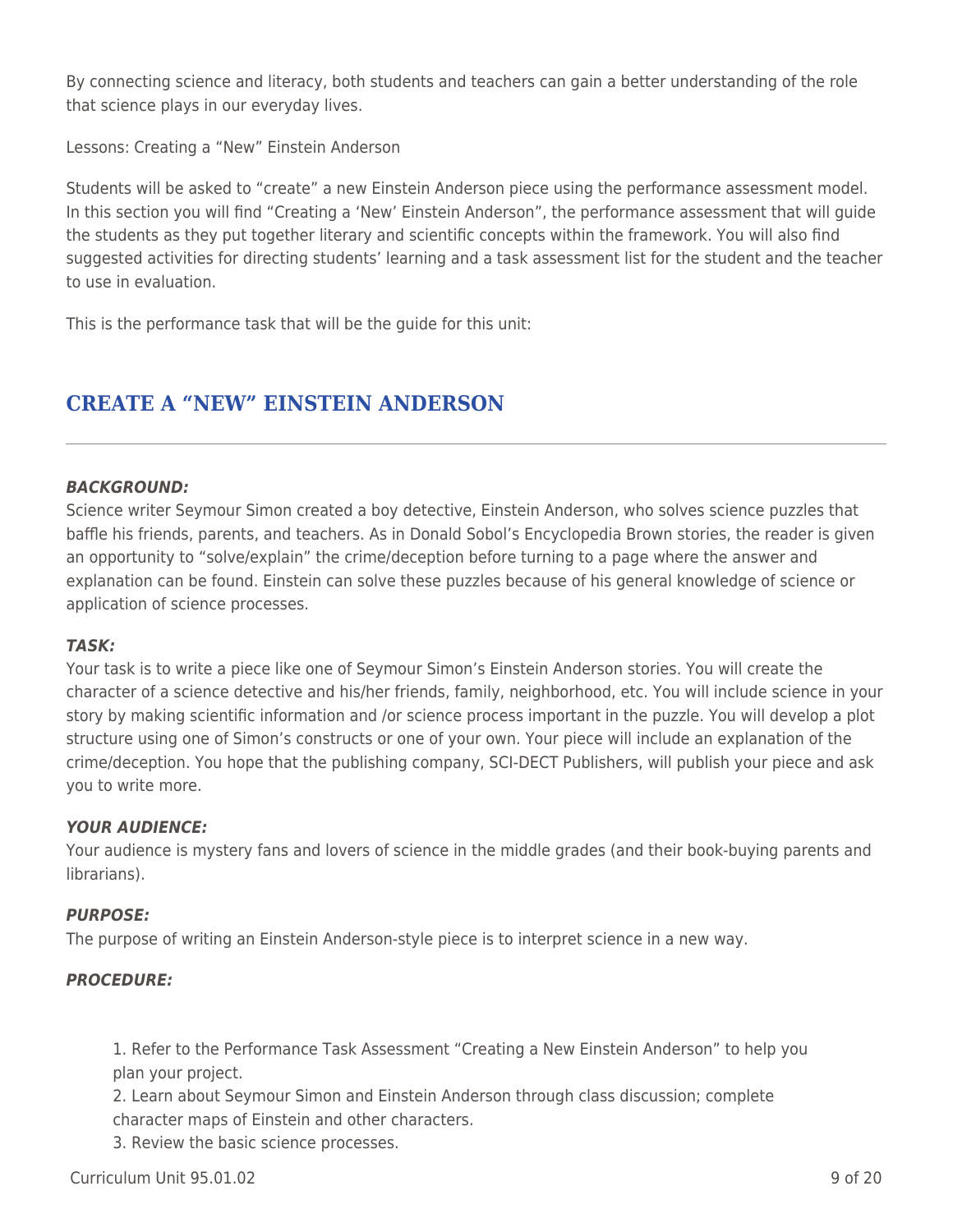By connecting science and literacy, both students and teachers can gain a better understanding of the role that science plays in our everyday lives.

Lessons: Creating a “New” Einstein Anderson

Students will be asked to “create” a new Einstein Anderson piece using the performance assessment model. In this section you will find “Creating a ‘New’ Einstein Anderson”, the performance assessment that will guide the students as they put together literary and scientific concepts within the framework. You will also find suggested activities for directing students’ learning and a task assessment list for the student and the teacher to use in evaluation.

This is the performance task that will be the guide for this unit:

## CREATE A “NEW” EINSTEIN ANDERSON

***BACKGROUND:***
Science writer Seymour Simon created a boy detective, Einstein Anderson, who solves science puzzles that baffle his friends, parents, and teachers. As in Donald Sobol’s Encyclopedia Brown stories, the reader is given an opportunity to “solve/explain” the crime/deception before turning to a page where the answer and explanation can be found. Einstein can solve these puzzles because of his general knowledge of science or application of science processes.

***TASK:***
Your task is to write a piece like one of Seymour Simon’s Einstein Anderson stories. You will create the character of a science detective and his/her friends, family, neighborhood, etc. You will include science in your story by making scientific information and /or science process important in the puzzle. You will develop a plot structure using one of Simon’s constructs or one of your own. Your piece will include an explanation of the crime/deception. You hope that the publishing company, SCI-DECT Publishers, will publish your piece and ask you to write more.

***YOUR AUDIENCE:***
Your audience is mystery fans and lovers of science in the middle grades (and their book-buying parents and librarians).

***PURPOSE:***
The purpose of writing an Einstein Anderson-style piece is to interpret science in a new way.

***PROCEDURE:***

1. Refer to the Performance Task Assessment “Creating a New Einstein Anderson” to help you plan your project.
2. Learn about Seymour Simon and Einstein Anderson through class discussion; complete character maps of Einstein and other characters.
3. Review the basic science processes.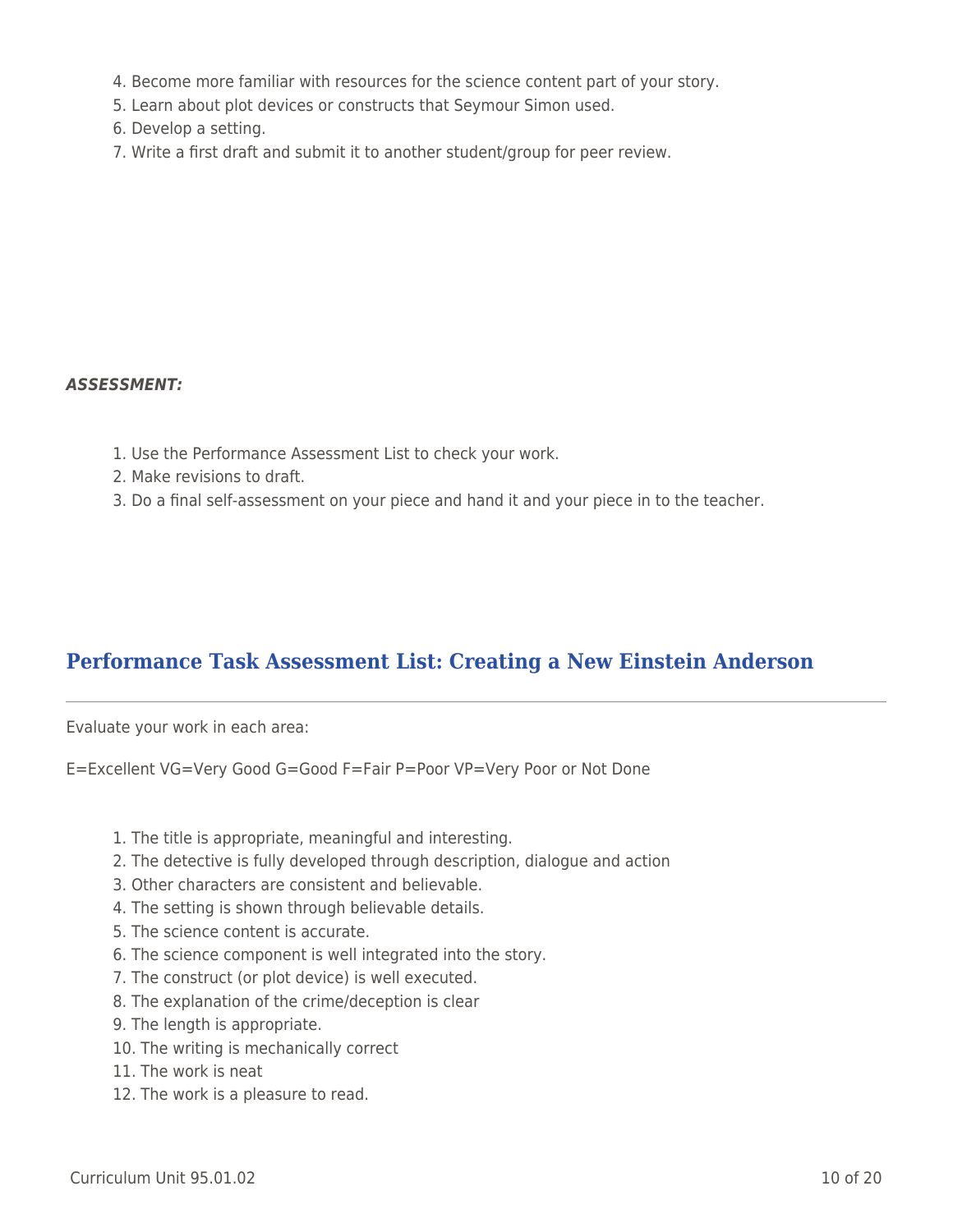4. Become more familiar with resources for the science content part of your story.
5. Learn about plot devices or constructs that Seymour Simon used.
6. Develop a setting.
7. Write a first draft and submit it to another student/group for peer review.

***ASSESSMENT:***

1. Use the Performance Assessment List to check your work.
2. Make revisions to draft.
3. Do a final self-assessment on your piece and hand it and your piece in to the teacher.

## Performance Task Assessment List: Creating a New Einstein Anderson

---

Evaluate your work in each area:

E=Excellent VG=Very Good G=Good F=Fair P=Poor VP=Very Poor or Not Done

1. The title is appropriate, meaningful and interesting.
2. The detective is fully developed through description, dialogue and action
3. Other characters are consistent and believable.
4. The setting is shown through believable details.
5. The science content is accurate.
6. The science component is well integrated into the story.
7. The construct (or plot device) is well executed.
8. The explanation of the crime/deception is clear
9. The length is appropriate.
10. The writing is mechanically correct
11. The work is neat
12. The work is a pleasure to read.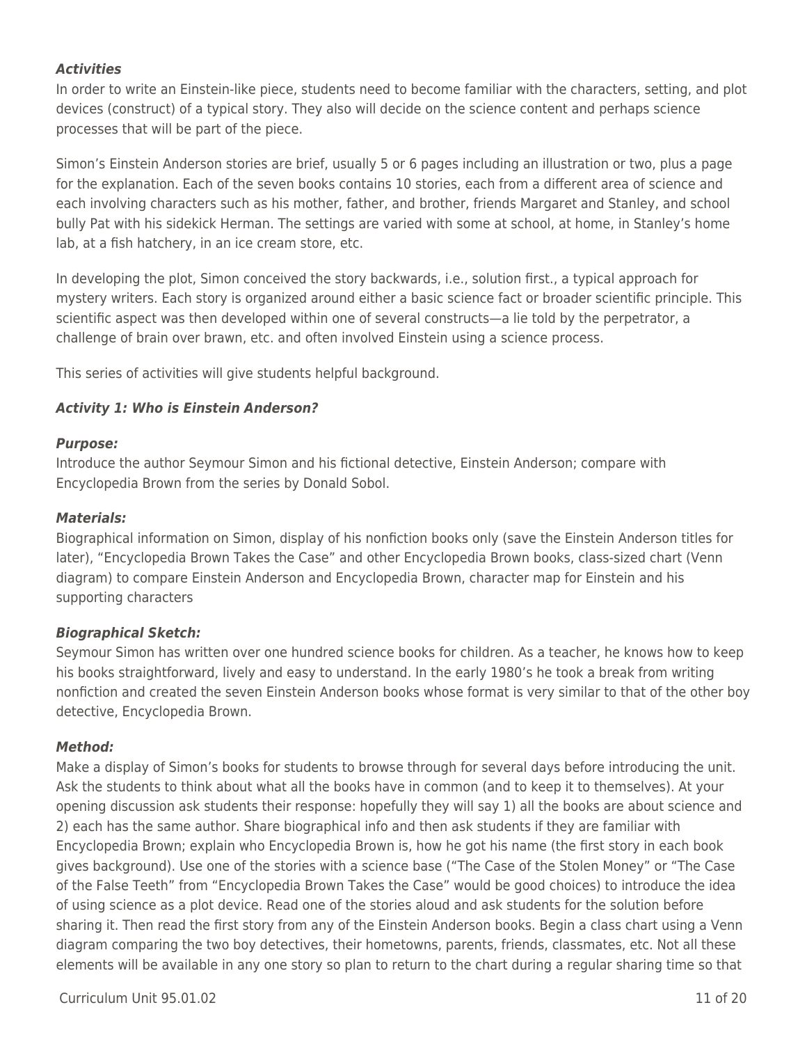***Activities***

In order to write an Einstein-like piece, students need to become familiar with the characters, setting, and plot devices (construct) of a typical story. They also will decide on the science content and perhaps science processes that will be part of the piece.

Simon's Einstein Anderson stories are brief, usually 5 or 6 pages including an illustration or two, plus a page for the explanation. Each of the seven books contains 10 stories, each from a different area of science and each involving characters such as his mother, father, and brother, friends Margaret and Stanley, and school bully Pat with his sidekick Herman. The settings are varied with some at school, at home, in Stanley's home lab, at a fish hatchery, in an ice cream store, etc.

In developing the plot, Simon conceived the story backwards, i.e., solution first., a typical approach for mystery writers. Each story is organized around either a basic science fact or broader scientific principle. This scientific aspect was then developed within one of several constructs—a lie told by the perpetrator, a challenge of brain over brawn, etc. and often involved Einstein using a science process.

This series of activities will give students helpful background.

***Activity 1: Who is Einstein Anderson?***

***Purpose:***

Introduce the author Seymour Simon and his fictional detective, Einstein Anderson; compare with Encyclopedia Brown from the series by Donald Sobol.

***Materials:***

Biographical information on Simon, display of his nonfiction books only (save the Einstein Anderson titles for later), "Encyclopedia Brown Takes the Case" and other Encyclopedia Brown books, class-sized chart (Venn diagram) to compare Einstein Anderson and Encyclopedia Brown, character map for Einstein and his supporting characters

***Biographical Sketch:***

Seymour Simon has written over one hundred science books for children. As a teacher, he knows how to keep his books straightforward, lively and easy to understand. In the early 1980's he took a break from writing nonfiction and created the seven Einstein Anderson books whose format is very similar to that of the other boy detective, Encyclopedia Brown.

***Method:***

Make a display of Simon's books for students to browse through for several days before introducing the unit. Ask the students to think about what all the books have in common (and to keep it to themselves). At your opening discussion ask students their response: hopefully they will say 1) all the books are about science and 2) each has the same author. Share biographical info and then ask students if they are familiar with Encyclopedia Brown; explain who Encyclopedia Brown is, how he got his name (the first story in each book gives background). Use one of the stories with a science base ("The Case of the Stolen Money" or "The Case of the False Teeth" from "Encyclopedia Brown Takes the Case" would be good choices) to introduce the idea of using science as a plot device. Read one of the stories aloud and ask students for the solution before sharing it. Then read the first story from any of the Einstein Anderson books. Begin a class chart using a Venn diagram comparing the two boy detectives, their hometowns, parents, friends, classmates, etc. Not all these elements will be available in any one story so plan to return to the chart during a regular sharing time so that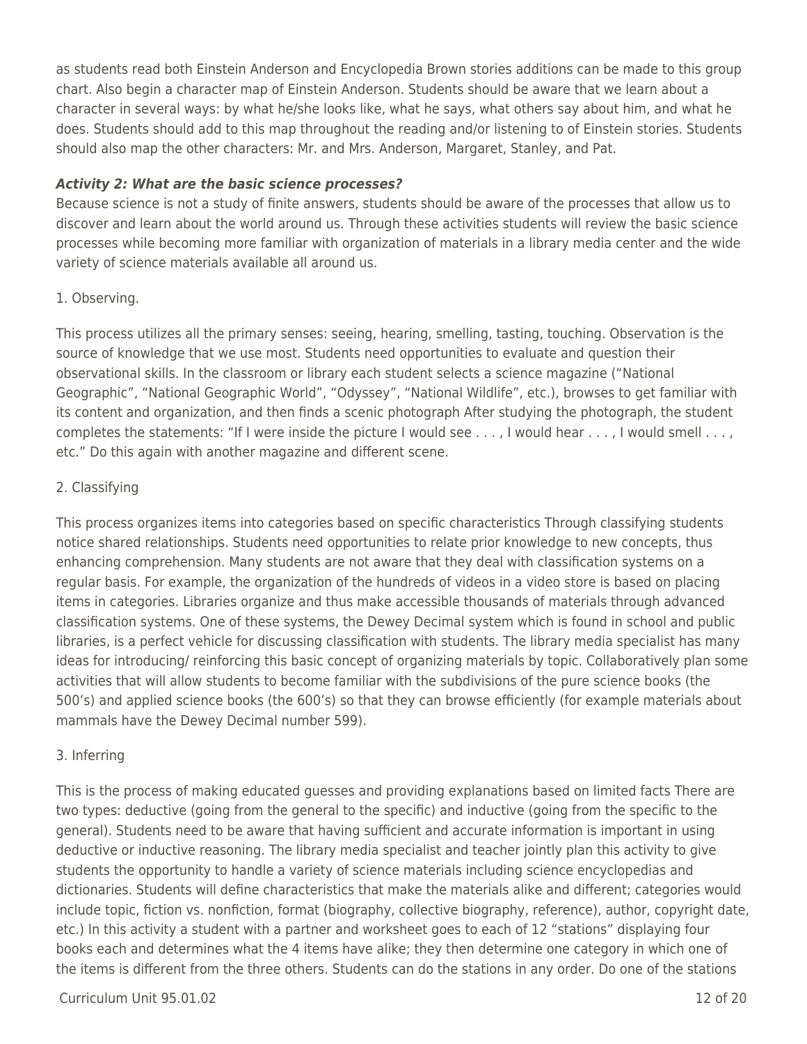as students read both Einstein Anderson and Encyclopedia Brown stories additions can be made to this group chart. Also begin a character map of Einstein Anderson. Students should be aware that we learn about a character in several ways: by what he/she looks like, what he says, what others say about him, and what he does. Students should add to this map throughout the reading and/or listening to of Einstein stories. Students should also map the other characters: Mr. and Mrs. Anderson, Margaret, Stanley, and Pat.

***Activity 2: What are the basic science processes?***

Because science is not a study of finite answers, students should be aware of the processes that allow us to discover and learn about the world around us. Through these activities students will review the basic science processes while becoming more familiar with organization of materials in a library media center and the wide variety of science materials available all around us.

1. Observing.

This process utilizes all the primary senses: seeing, hearing, smelling, tasting, touching. Observation is the source of knowledge that we use most. Students need opportunities to evaluate and question their observational skills. In the classroom or library each student selects a science magazine ("National Geographic", "National Geographic World", "Odyssey", "National Wildlife", etc.), browses to get familiar with its content and organization, and then finds a scenic photograph After studying the photograph, the student completes the statements: "If I were inside the picture I would see . . . , I would hear . . . , I would smell . . . , etc." Do this again with another magazine and different scene.

2. Classifying

This process organizes items into categories based on specific characteristics Through classifying students notice shared relationships. Students need opportunities to relate prior knowledge to new concepts, thus enhancing comprehension. Many students are not aware that they deal with classification systems on a regular basis. For example, the organization of the hundreds of videos in a video store is based on placing items in categories. Libraries organize and thus make accessible thousands of materials through advanced classification systems. One of these systems, the Dewey Decimal system which is found in school and public libraries, is a perfect vehicle for discussing classification with students. The library media specialist has many ideas for introducing/ reinforcing this basic concept of organizing materials by topic. Collaboratively plan some activities that will allow students to become familiar with the subdivisions of the pure science books (the 500's) and applied science books (the 600's) so that they can browse efficiently (for example materials about mammals have the Dewey Decimal number 599).

3. Inferring

This is the process of making educated guesses and providing explanations based on limited facts There are two types: deductive (going from the general to the specific) and inductive (going from the specific to the general). Students need to be aware that having sufficient and accurate information is important in using deductive or inductive reasoning. The library media specialist and teacher jointly plan this activity to give students the opportunity to handle a variety of science materials including science encyclopedias and dictionaries. Students will define characteristics that make the materials alike and different; categories would include topic, fiction vs. nonfiction, format (biography, collective biography, reference), author, copyright date, etc.) In this activity a student with a partner and worksheet goes to each of 12 "stations" displaying four books each and determines what the 4 items have alike; they then determine one category in which one of the items is different from the three others. Students can do the stations in any order. Do one of the stations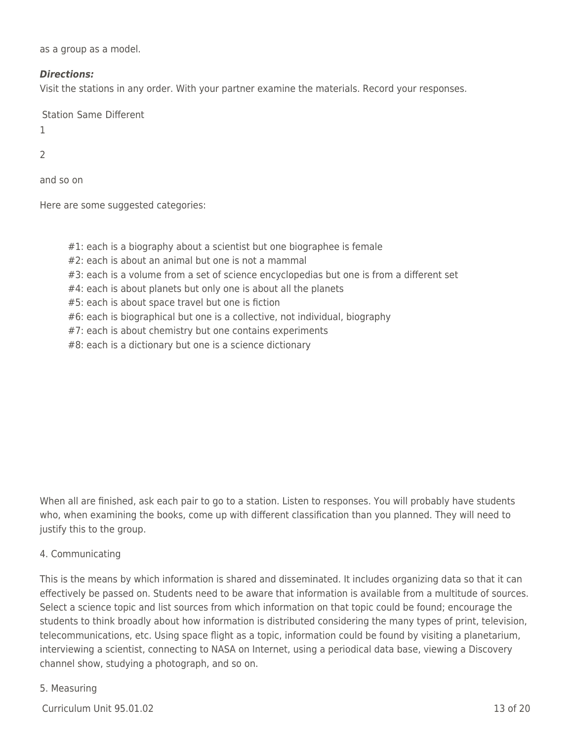as a group as a model.

***Directions:***
Visit the stations in any order. With your partner examine the materials. Record your responses.

| Station | Same | Different |
|---|---|---|
| 1 | | |
| 2 | | |
| and so on | | |

Here are some suggested categories:

#1: each is a biography about a scientist but one biographee is female
#2: each is about an animal but one is not a mammal
#3: each is a volume from a set of science encyclopedias but one is from a different set
#4: each is about planets but only one is about all the planets
#5: each is about space travel but one is fiction
#6: each is biographical but one is a collective, not individual, biography
#7: each is about chemistry but one contains experiments
#8: each is a dictionary but one is a science dictionary

When all are finished, ask each pair to go to a station. Listen to responses. You will probably have students who, when examining the books, come up with different classification than you planned. They will need to justify this to the group.

4. Communicating

This is the means by which information is shared and disseminated. It includes organizing data so that it can effectively be passed on. Students need to be aware that information is available from a multitude of sources. Select a science topic and list sources from which information on that topic could be found; encourage the students to think broadly about how information is distributed considering the many types of print, television, telecommunications, etc. Using space flight as a topic, information could be found by visiting a planetarium, interviewing a scientist, connecting to NASA on Internet, using a periodical data base, viewing a Discovery channel show, studying a photograph, and so on.

5. Measuring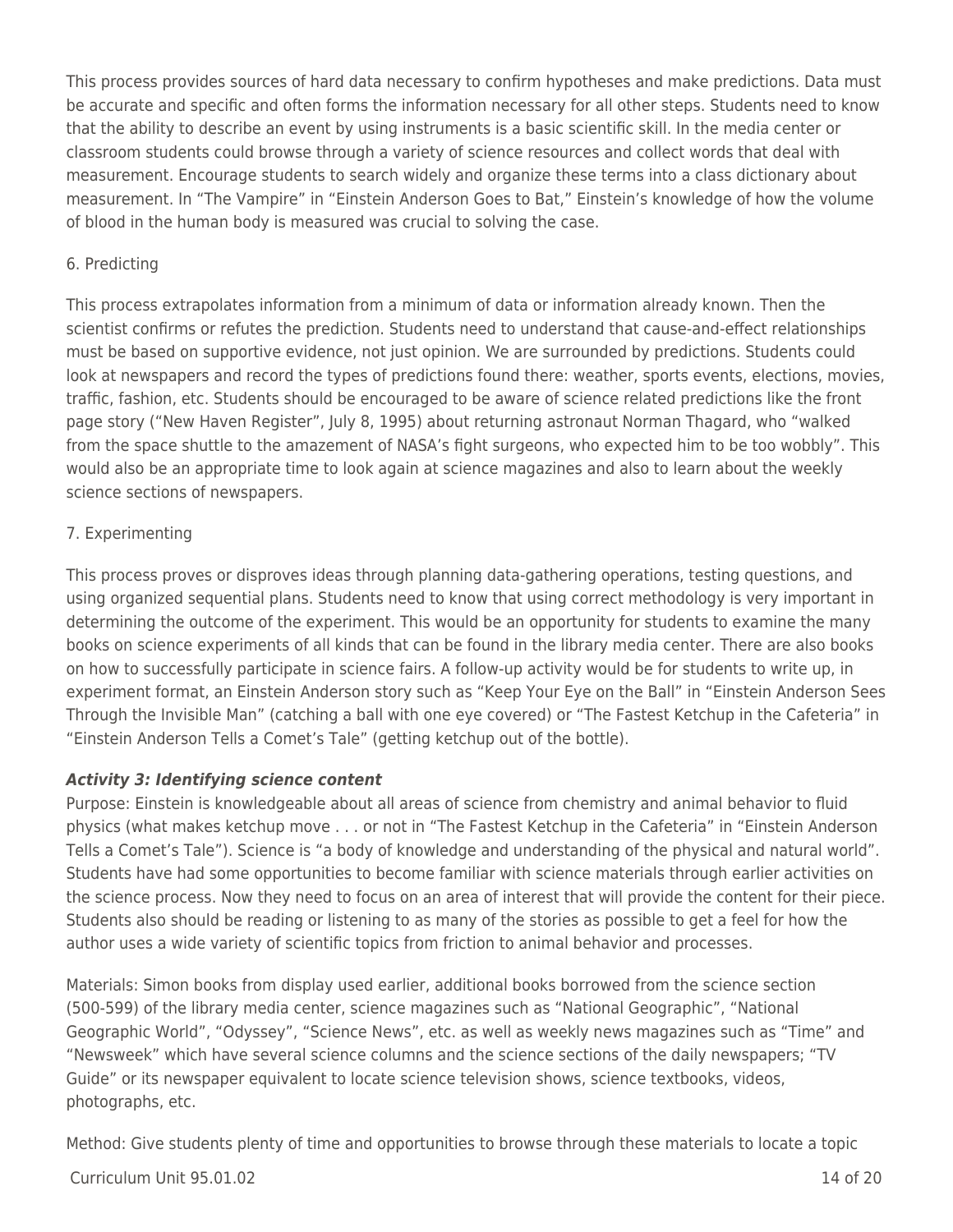This process provides sources of hard data necessary to confirm hypotheses and make predictions. Data must be accurate and specific and often forms the information necessary for all other steps. Students need to know that the ability to describe an event by using instruments is a basic scientific skill. In the media center or classroom students could browse through a variety of science resources and collect words that deal with measurement. Encourage students to search widely and organize these terms into a class dictionary about measurement. In "The Vampire" in "Einstein Anderson Goes to Bat," Einstein's knowledge of how the volume of blood in the human body is measured was crucial to solving the case.

6. Predicting

This process extrapolates information from a minimum of data or information already known. Then the scientist confirms or refutes the prediction. Students need to understand that cause-and-effect relationships must be based on supportive evidence, not just opinion. We are surrounded by predictions. Students could look at newspapers and record the types of predictions found there: weather, sports events, elections, movies, traffic, fashion, etc. Students should be encouraged to be aware of science related predictions like the front page story ("New Haven Register", July 8, 1995) about returning astronaut Norman Thagard, who "walked from the space shuttle to the amazement of NASA's fight surgeons, who expected him to be too wobbly". This would also be an appropriate time to look again at science magazines and also to learn about the weekly science sections of newspapers.

7. Experimenting

This process proves or disproves ideas through planning data-gathering operations, testing questions, and using organized sequential plans. Students need to know that using correct methodology is very important in determining the outcome of the experiment. This would be an opportunity for students to examine the many books on science experiments of all kinds that can be found in the library media center. There are also books on how to successfully participate in science fairs. A follow-up activity would be for students to write up, in experiment format, an Einstein Anderson story such as "Keep Your Eye on the Ball" in "Einstein Anderson Sees Through the Invisible Man" (catching a ball with one eye covered) or "The Fastest Ketchup in the Cafeteria" in "Einstein Anderson Tells a Comet's Tale" (getting ketchup out of the bottle).

***Activity 3: Identifying science content***

Purpose: Einstein is knowledgeable about all areas of science from chemistry and animal behavior to fluid physics (what makes ketchup move . . . or not in "The Fastest Ketchup in the Cafeteria" in "Einstein Anderson Tells a Comet's Tale"). Science is "a body of knowledge and understanding of the physical and natural world". Students have had some opportunities to become familiar with science materials through earlier activities on the science process. Now they need to focus on an area of interest that will provide the content for their piece. Students also should be reading or listening to as many of the stories as possible to get a feel for how the author uses a wide variety of scientific topics from friction to animal behavior and processes.

Materials: Simon books from display used earlier, additional books borrowed from the science section (500-599) of the library media center, science magazines such as "National Geographic", "National Geographic World", "Odyssey", "Science News", etc. as well as weekly news magazines such as "Time" and "Newsweek" which have several science columns and the science sections of the daily newspapers; "TV Guide" or its newspaper equivalent to locate science television shows, science textbooks, videos, photographs, etc.

Method: Give students plenty of time and opportunities to browse through these materials to locate a topic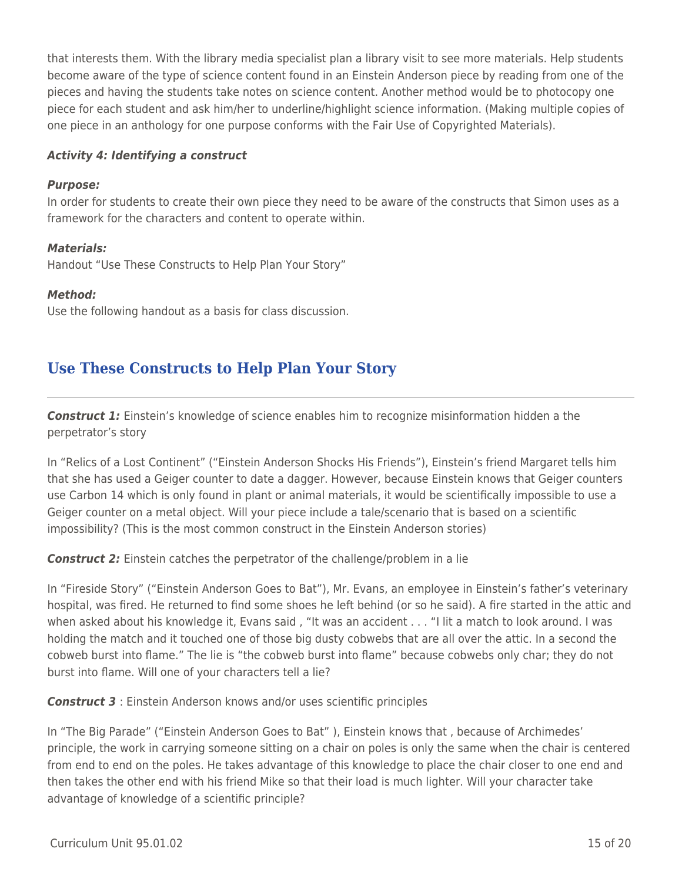that interests them. With the library media specialist plan a library visit to see more materials. Help students become aware of the type of science content found in an Einstein Anderson piece by reading from one of the pieces and having the students take notes on science content. Another method would be to photocopy one piece for each student and ask him/her to underline/highlight science information. (Making multiple copies of one piece in an anthology for one purpose conforms with the Fair Use of Copyrighted Materials).

***Activity 4: Identifying a construct***

***Purpose:***

In order for students to create their own piece they need to be aware of the constructs that Simon uses as a framework for the characters and content to operate within.

***Materials:***

Handout "Use These Constructs to Help Plan Your Story"

***Method:***

Use the following handout as a basis for class discussion.

## Use These Constructs to Help Plan Your Story

***Construct 1:*** Einstein's knowledge of science enables him to recognize misinformation hidden a the perpetrator's story

In "Relics of a Lost Continent" ("Einstein Anderson Shocks His Friends"), Einstein's friend Margaret tells him that she has used a Geiger counter to date a dagger. However, because Einstein knows that Geiger counters use Carbon 14 which is only found in plant or animal materials, it would be scientifically impossible to use a Geiger counter on a metal object. Will your piece include a tale/scenario that is based on a scientific impossibility? (This is the most common construct in the Einstein Anderson stories)

***Construct 2:*** Einstein catches the perpetrator of the challenge/problem in a lie

In "Fireside Story" ("Einstein Anderson Goes to Bat"), Mr. Evans, an employee in Einstein's father's veterinary hospital, was fired. He returned to find some shoes he left behind (or so he said). A fire started in the attic and when asked about his knowledge it, Evans said , "It was an accident . . . "I lit a match to look around. I was holding the match and it touched one of those big dusty cobwebs that are all over the attic. In a second the cobweb burst into flame." The lie is "the cobweb burst into flame" because cobwebs only char; they do not burst into flame. Will one of your characters tell a lie?

***Construct 3*** : Einstein Anderson knows and/or uses scientific principles

In "The Big Parade" ("Einstein Anderson Goes to Bat" ), Einstein knows that , because of Archimedes' principle, the work in carrying someone sitting on a chair on poles is only the same when the chair is centered from end to end on the poles. He takes advantage of this knowledge to place the chair closer to one end and then takes the other end with his friend Mike so that their load is much lighter. Will your character take advantage of knowledge of a scientific principle?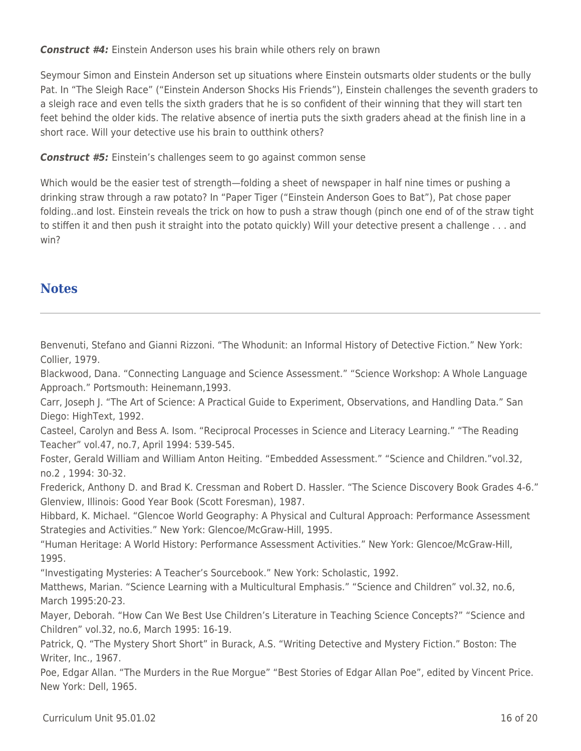***Construct #4:*** Einstein Anderson uses his brain while others rely on brawn

Seymour Simon and Einstein Anderson set up situations where Einstein outsmarts older students or the bully Pat. In "The Sleigh Race" ("Einstein Anderson Shocks His Friends"), Einstein challenges the seventh graders to a sleigh race and even tells the sixth graders that he is so confident of their winning that they will start ten feet behind the older kids. The relative absence of inertia puts the sixth graders ahead at the finish line in a short race. Will your detective use his brain to outthink others?

***Construct #5:*** Einstein's challenges seem to go against common sense

Which would be the easier test of strength—folding a sheet of newspaper in half nine times or pushing a drinking straw through a raw potato? In "Paper Tiger ("Einstein Anderson Goes to Bat"), Pat chose paper folding..and lost. Einstein reveals the trick on how to push a straw though (pinch one end of of the straw tight to stiffen it and then push it straight into the potato quickly) Will your detective present a challenge . . . and win?

## Notes

---

Benvenuti, Stefano and Gianni Rizzoni. "The Whodunit: an Informal History of Detective Fiction." New York: Collier, 1979.

Blackwood, Dana. "Connecting Language and Science Assessment." "Science Workshop: A Whole Language Approach." Portsmouth: Heinemann,1993.

Carr, Joseph J. "The Art of Science: A Practical Guide to Experiment, Observations, and Handling Data." San Diego: HighText, 1992.

Casteel, Carolyn and Bess A. Isom. "Reciprocal Processes in Science and Literacy Learning." "The Reading Teacher" vol.47, no.7, April 1994: 539-545.

Foster, Gerald William and William Anton Heiting. "Embedded Assessment." "Science and Children."vol.32, no.2 , 1994: 30-32.

Frederick, Anthony D. and Brad K. Cressman and Robert D. Hassler. "The Science Discovery Book Grades 4-6." Glenview, Illinois: Good Year Book (Scott Foresman), 1987.

Hibbard, K. Michael. "Glencoe World Geography: A Physical and Cultural Approach: Performance Assessment Strategies and Activities." New York: Glencoe/McGraw-Hill, 1995.

"Human Heritage: A World History: Performance Assessment Activities." New York: Glencoe/McGraw-Hill, 1995.

"Investigating Mysteries: A Teacher's Sourcebook." New York: Scholastic, 1992.

Matthews, Marian. "Science Learning with a Multicultural Emphasis." "Science and Children" vol.32, no.6, March 1995:20-23.

Mayer, Deborah. "How Can We Best Use Children's Literature in Teaching Science Concepts?" "Science and Children" vol.32, no.6, March 1995: 16-19.

Patrick, Q. "The Mystery Short Short" in Burack, A.S. "Writing Detective and Mystery Fiction." Boston: The Writer, Inc., 1967.

Poe, Edgar Allan. "The Murders in the Rue Morgue" "Best Stories of Edgar Allan Poe", edited by Vincent Price. New York: Dell, 1965.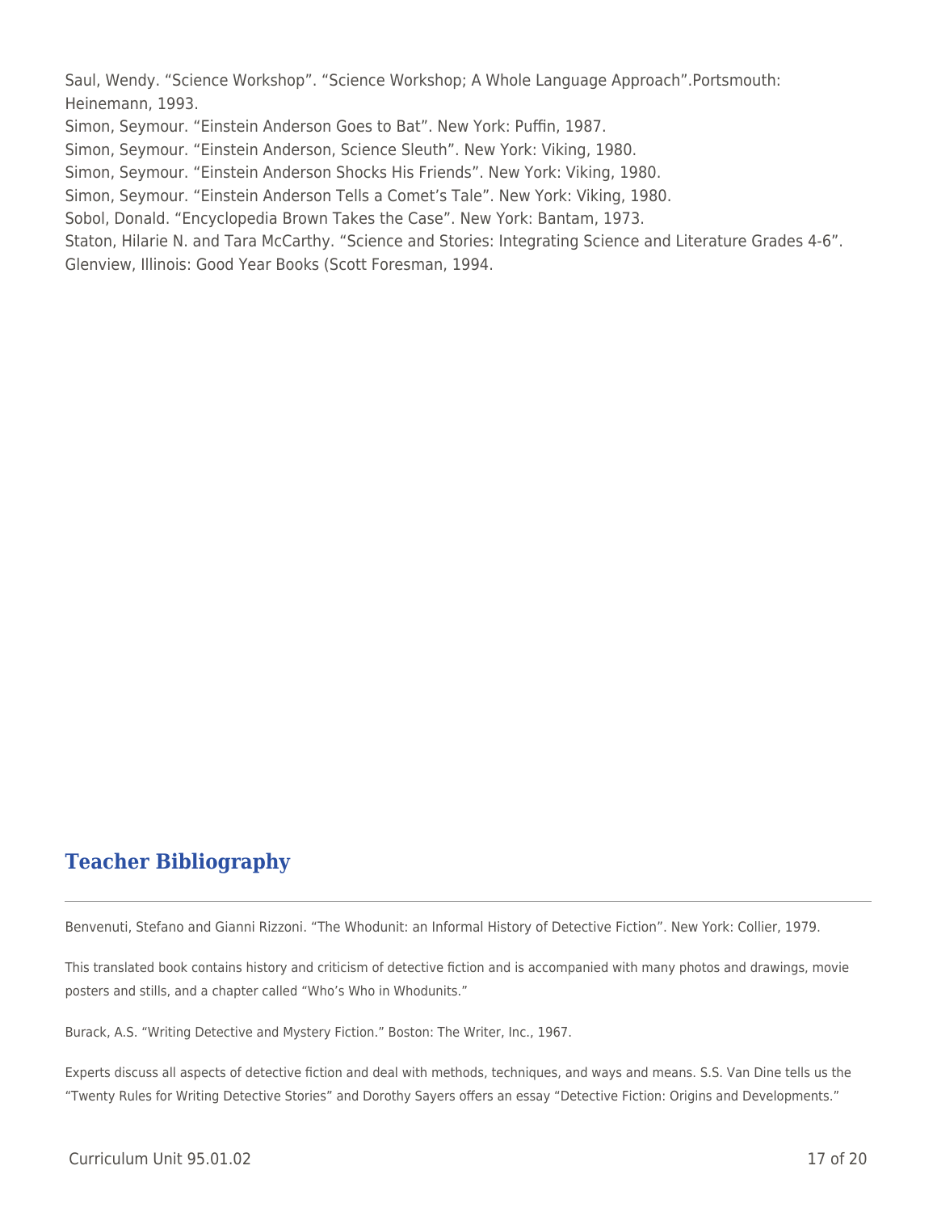Saul, Wendy. “Science Workshop”. “Science Workshop; A Whole Language Approach”.Portsmouth: Heinemann, 1993.

Simon, Seymour. “Einstein Anderson Goes to Bat”. New York: Puffin, 1987.

Simon, Seymour. “Einstein Anderson, Science Sleuth”. New York: Viking, 1980.

Simon, Seymour. “Einstein Anderson Shocks His Friends”. New York: Viking, 1980.

Simon, Seymour. “Einstein Anderson Tells a Comet’s Tale”. New York: Viking, 1980.

Sobol, Donald. “Encyclopedia Brown Takes the Case”. New York: Bantam, 1973.

Staton, Hilarie N. and Tara McCarthy. “Science and Stories: Integrating Science and Literature Grades 4-6”. Glenview, Illinois: Good Year Books (Scott Foresman, 1994.

## Teacher Bibliography

Benvenuti, Stefano and Gianni Rizzoni. “The Whodunit: an Informal History of Detective Fiction”. New York: Collier, 1979.

This translated book contains history and criticism of detective fiction and is accompanied with many photos and drawings, movie posters and stills, and a chapter called “Who’s Who in Whodunits.”

Burack, A.S. “Writing Detective and Mystery Fiction.” Boston: The Writer, Inc., 1967.

Experts discuss all aspects of detective fiction and deal with methods, techniques, and ways and means. S.S. Van Dine tells us the “Twenty Rules for Writing Detective Stories” and Dorothy Sayers offers an essay “Detective Fiction: Origins and Developments.”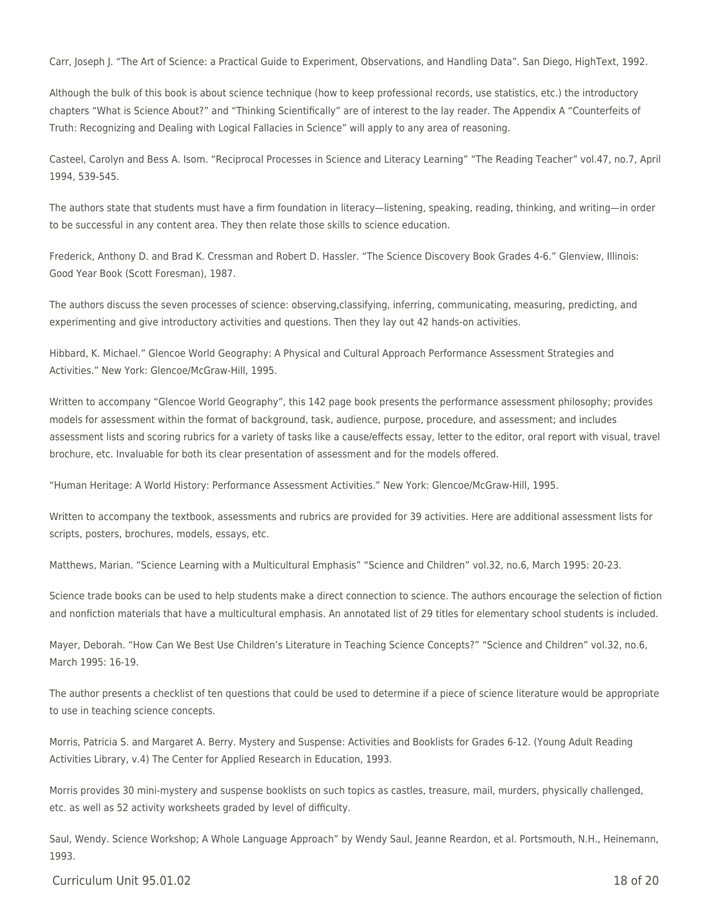Carr, Joseph J. "The Art of Science: a Practical Guide to Experiment, Observations, and Handling Data". San Diego, HighText, 1992.

Although the bulk of this book is about science technique (how to keep professional records, use statistics, etc.) the introductory chapters "What is Science About?" and "Thinking Scientifically" are of interest to the lay reader. The Appendix A "Counterfeits of Truth: Recognizing and Dealing with Logical Fallacies in Science" will apply to any area of reasoning.

Casteel, Carolyn and Bess A. Isom. "Reciprocal Processes in Science and Literacy Learning" "The Reading Teacher" vol.47, no.7, April 1994, 539-545.

The authors state that students must have a firm foundation in literacy—listening, speaking, reading, thinking, and writing—in order to be successful in any content area. They then relate those skills to science education.

Frederick, Anthony D. and Brad K. Cressman and Robert D. Hassler. "The Science Discovery Book Grades 4-6." Glenview, Illinois: Good Year Book (Scott Foresman), 1987.

The authors discuss the seven processes of science: observing,classifying, inferring, communicating, measuring, predicting, and experimenting and give introductory activities and questions. Then they lay out 42 hands-on activities.

Hibbard, K. Michael." Glencoe World Geography: A Physical and Cultural Approach Performance Assessment Strategies and Activities." New York: Glencoe/McGraw-Hill, 1995.

Written to accompany "Glencoe World Geography", this 142 page book presents the performance assessment philosophy; provides models for assessment within the format of background, task, audience, purpose, procedure, and assessment; and includes assessment lists and scoring rubrics for a variety of tasks like a cause/effects essay, letter to the editor, oral report with visual, travel brochure, etc. Invaluable for both its clear presentation of assessment and for the models offered.

"Human Heritage: A World History: Performance Assessment Activities." New York: Glencoe/McGraw-Hill, 1995.

Written to accompany the textbook, assessments and rubrics are provided for 39 activities. Here are additional assessment lists for scripts, posters, brochures, models, essays, etc.

Matthews, Marian. "Science Learning with a Multicultural Emphasis" "Science and Children" vol.32, no.6, March 1995: 20-23.

Science trade books can be used to help students make a direct connection to science. The authors encourage the selection of fiction and nonfiction materials that have a multicultural emphasis. An annotated list of 29 titles for elementary school students is included.

Mayer, Deborah. "How Can We Best Use Children's Literature in Teaching Science Concepts?" "Science and Children" vol.32, no.6, March 1995: 16-19.

The author presents a checklist of ten questions that could be used to determine if a piece of science literature would be appropriate to use in teaching science concepts.

Morris, Patricia S. and Margaret A. Berry. Mystery and Suspense: Activities and Booklists for Grades 6-12. (Young Adult Reading Activities Library, v.4) The Center for Applied Research in Education, 1993.

Morris provides 30 mini-mystery and suspense booklists on such topics as castles, treasure, mail, murders, physically challenged, etc. as well as 52 activity worksheets graded by level of difficulty.

Saul, Wendy. Science Workshop; A Whole Language Approach" by Wendy Saul, Jeanne Reardon, et al. Portsmouth, N.H., Heinemann, 1993.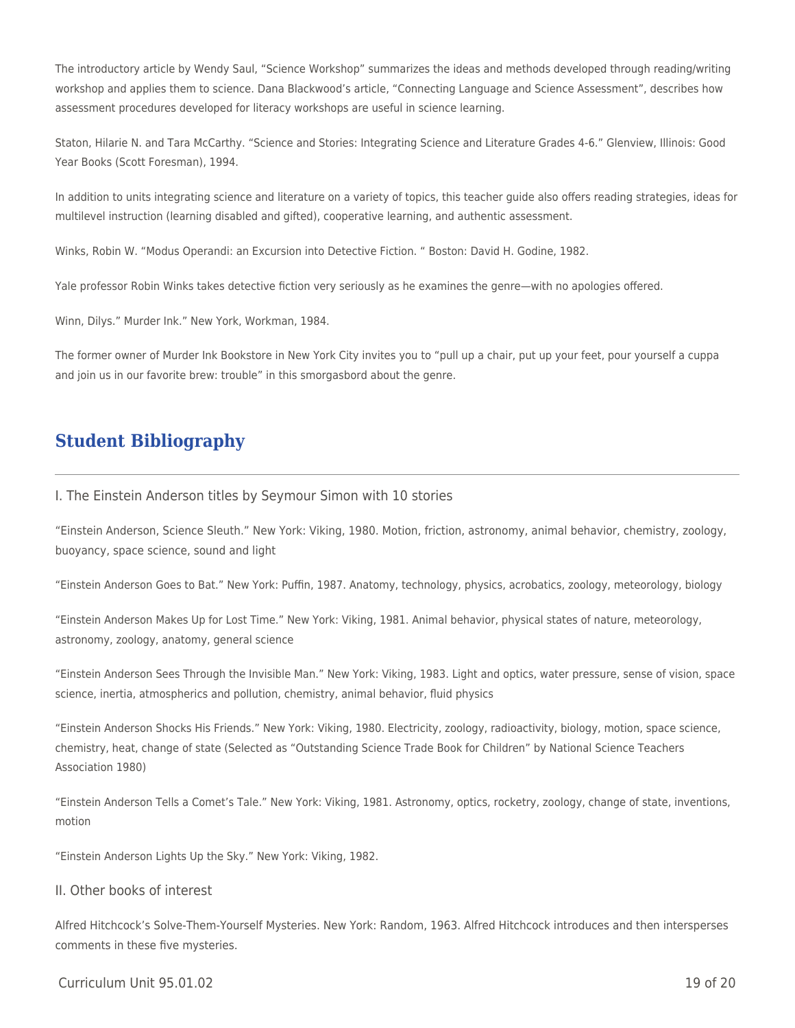The introductory article by Wendy Saul, "Science Workshop" summarizes the ideas and methods developed through reading/writing workshop and applies them to science. Dana Blackwood's article, "Connecting Language and Science Assessment", describes how assessment procedures developed for literacy workshops are useful in science learning.

Staton, Hilarie N. and Tara McCarthy. "Science and Stories: Integrating Science and Literature Grades 4-6." Glenview, Illinois: Good Year Books (Scott Foresman), 1994.

In addition to units integrating science and literature on a variety of topics, this teacher guide also offers reading strategies, ideas for multilevel instruction (learning disabled and gifted), cooperative learning, and authentic assessment.

Winks, Robin W. "Modus Operandi: an Excursion into Detective Fiction. " Boston: David H. Godine, 1982.

Yale professor Robin Winks takes detective fiction very seriously as he examines the genre—with no apologies offered.

Winn, Dilys." Murder Ink." New York, Workman, 1984.

The former owner of Murder Ink Bookstore in New York City invites you to "pull up a chair, put up your feet, pour yourself a cuppa and join us in our favorite brew: trouble" in this smorgasbord about the genre.

## Student Bibliography

I. The Einstein Anderson titles by Seymour Simon with 10 stories

"Einstein Anderson, Science Sleuth." New York: Viking, 1980. Motion, friction, astronomy, animal behavior, chemistry, zoology, buoyancy, space science, sound and light

"Einstein Anderson Goes to Bat." New York: Puffin, 1987. Anatomy, technology, physics, acrobatics, zoology, meteorology, biology

"Einstein Anderson Makes Up for Lost Time." New York: Viking, 1981. Animal behavior, physical states of nature, meteorology, astronomy, zoology, anatomy, general science

"Einstein Anderson Sees Through the Invisible Man." New York: Viking, 1983. Light and optics, water pressure, sense of vision, space science, inertia, atmospherics and pollution, chemistry, animal behavior, fluid physics

"Einstein Anderson Shocks His Friends." New York: Viking, 1980. Electricity, zoology, radioactivity, biology, motion, space science, chemistry, heat, change of state (Selected as "Outstanding Science Trade Book for Children" by National Science Teachers Association 1980)

"Einstein Anderson Tells a Comet's Tale." New York: Viking, 1981. Astronomy, optics, rocketry, zoology, change of state, inventions, motion

"Einstein Anderson Lights Up the Sky." New York: Viking, 1982.

II. Other books of interest

Alfred Hitchcock's Solve-Them-Yourself Mysteries. New York: Random, 1963. Alfred Hitchcock introduces and then intersperses comments in these five mysteries.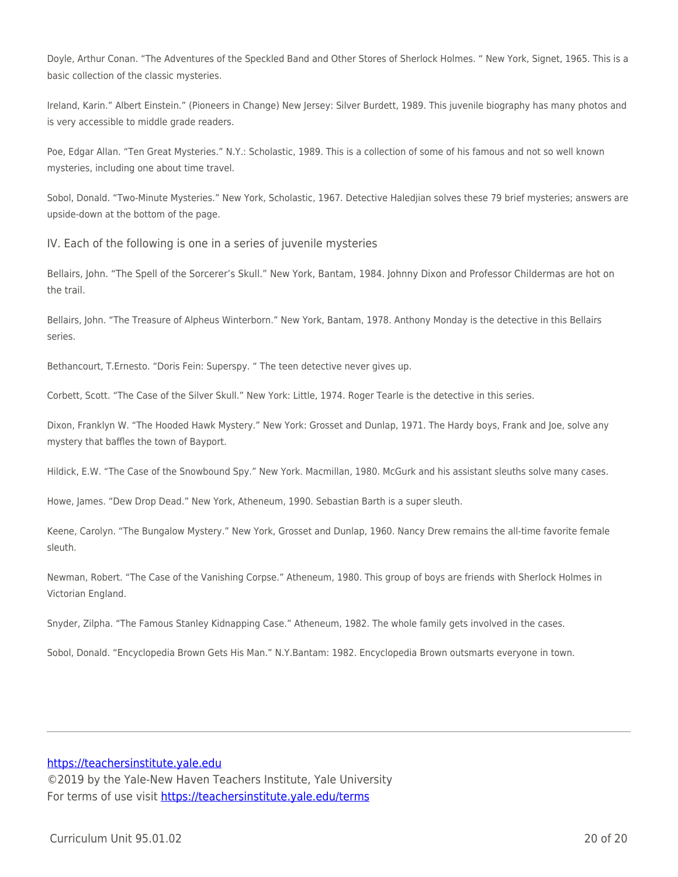Doyle, Arthur Conan. "The Adventures of the Speckled Band and Other Stores of Sherlock Holmes. " New York, Signet, 1965. This is a basic collection of the classic mysteries.

Ireland, Karin." Albert Einstein." (Pioneers in Change) New Jersey: Silver Burdett, 1989. This juvenile biography has many photos and is very accessible to middle grade readers.

Poe, Edgar Allan. "Ten Great Mysteries." N.Y.: Scholastic, 1989. This is a collection of some of his famous and not so well known mysteries, including one about time travel.

Sobol, Donald. "Two-Minute Mysteries." New York, Scholastic, 1967. Detective Haledjian solves these 79 brief mysteries; answers are upside-down at the bottom of the page.

IV. Each of the following is one in a series of juvenile mysteries

Bellairs, John. "The Spell of the Sorcerer's Skull." New York, Bantam, 1984. Johnny Dixon and Professor Childermas are hot on the trail.

Bellairs, John. "The Treasure of Alpheus Winterborn." New York, Bantam, 1978. Anthony Monday is the detective in this Bellairs series.

Bethancourt, T.Ernesto. "Doris Fein: Superspy. " The teen detective never gives up.

Corbett, Scott. "The Case of the Silver Skull." New York: Little, 1974. Roger Tearle is the detective in this series.

Dixon, Franklyn W. "The Hooded Hawk Mystery." New York: Grosset and Dunlap, 1971. The Hardy boys, Frank and Joe, solve any mystery that baffles the town of Bayport.

Hildick, E.W. "The Case of the Snowbound Spy." New York. Macmillan, 1980. McGurk and his assistant sleuths solve many cases.

Howe, James. "Dew Drop Dead." New York, Atheneum, 1990. Sebastian Barth is a super sleuth.

Keene, Carolyn. "The Bungalow Mystery." New York, Grosset and Dunlap, 1960. Nancy Drew remains the all-time favorite female sleuth.

Newman, Robert. "The Case of the Vanishing Corpse." Atheneum, 1980. This group of boys are friends with Sherlock Holmes in Victorian England.

Snyder, Zilpha. "The Famous Stanley Kidnapping Case." Atheneum, 1982. The whole family gets involved in the cases.

Sobol, Donald. "Encyclopedia Brown Gets His Man." N.Y.Bantam: 1982. Encyclopedia Brown outsmarts everyone in town.

---

https://teachersinstitute.yale.edu
©2019 by the Yale-New Haven Teachers Institute, Yale University
For terms of use visit https://teachersinstitute.yale.edu/terms